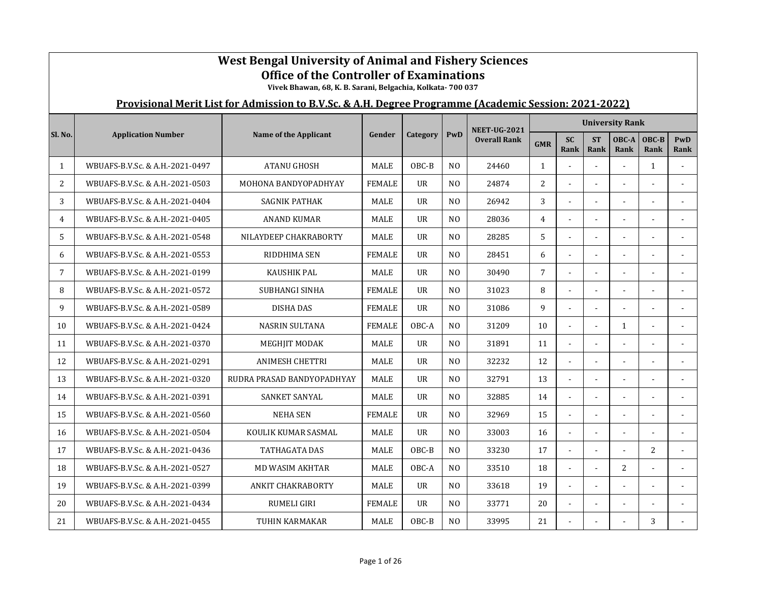# West Bengal University of Animal and Fishery Sciences

## Office of the Controller of Examinations

**Vivek Bhawan, 68, K. B. Sarani, Belgachia, Kolkata- 700 037**

### Provisional Merit List for Admission to B.V.Sc. & A.H. Degree Programme (Academic Session: 2021-2022)

| Sl. No. | Application Number | Name of the Applicant | Gender | Category | PwD | NEET-UG-2021 Overall Rank | University Rank | | | | | |
|---|---|---|---|---|---|---|---|---|---|---|---|---|
| | | | | | | | GMR | SC Rank | ST Rank | OBC-A Rank | OBC-B Rank | PwD Rank |
| 1 | WBUAFS-B.V.Sc. & A.H.-2021-0497 | ATANU GHOSH | MALE | OBC-B | NO | 24460 | 1 | - | - | - | 1 | - |
| 2 | WBUAFS-B.V.Sc. & A.H.-2021-0503 | MOHONA BANDYOPADHYAY | FEMALE | UR | NO | 24874 | 2 | - | - | - | - | - |
| 3 | WBUAFS-B.V.Sc. & A.H.-2021-0404 | SAGNIK PATHAK | MALE | UR | NO | 26942 | 3 | - | - | - | - | - |
| 4 | WBUAFS-B.V.Sc. & A.H.-2021-0405 | ANAND KUMAR | MALE | UR | NO | 28036 | 4 | - | - | - | - | - |
| 5 | WBUAFS-B.V.Sc. & A.H.-2021-0548 | NILAYDEEP CHAKRABORTY | MALE | UR | NO | 28285 | 5 | - | - | - | - | - |
| 6 | WBUAFS-B.V.Sc. & A.H.-2021-0553 | RIDDHIMA SEN | FEMALE | UR | NO | 28451 | 6 | - | - | - | - | - |
| 7 | WBUAFS-B.V.Sc. & A.H.-2021-0199 | KAUSHIK PAL | MALE | UR | NO | 30490 | 7 | - | - | - | - | - |
| 8 | WBUAFS-B.V.Sc. & A.H.-2021-0572 | SUBHANGI SINHA | FEMALE | UR | NO | 31023 | 8 | - | - | - | - | - |
| 9 | WBUAFS-B.V.Sc. & A.H.-2021-0589 | DISHA DAS | FEMALE | UR | NO | 31086 | 9 | - | - | - | - | - |
| 10 | WBUAFS-B.V.Sc. & A.H.-2021-0424 | NASRIN SULTANA | FEMALE | OBC-A | NO | 31209 | 10 | - | - | 1 | - | - |
| 11 | WBUAFS-B.V.Sc. & A.H.-2021-0370 | MEGHJIT MODAK | MALE | UR | NO | 31891 | 11 | - | - | - | - | - |
| 12 | WBUAFS-B.V.Sc. & A.H.-2021-0291 | ANIMESH CHETTRI | MALE | UR | NO | 32232 | 12 | - | - | - | - | - |
| 13 | WBUAFS-B.V.Sc. & A.H.-2021-0320 | RUDRA PRASAD BANDYOPADHYAY | MALE | UR | NO | 32791 | 13 | - | - | - | - | - |
| 14 | WBUAFS-B.V.Sc. & A.H.-2021-0391 | SANKET SANYAL | MALE | UR | NO | 32885 | 14 | - | - | - | - | - |
| 15 | WBUAFS-B.V.Sc. & A.H.-2021-0560 | NEHA SEN | FEMALE | UR | NO | 32969 | 15 | - | - | - | - | - |
| 16 | WBUAFS-B.V.Sc. & A.H.-2021-0504 | KOULIK KUMAR SASMAL | MALE | UR | NO | 33003 | 16 | - | - | - | - | - |
| 17 | WBUAFS-B.V.Sc. & A.H.-2021-0436 | TATHAGATA DAS | MALE | OBC-B | NO | 33230 | 17 | - | - | - | 2 | - |
| 18 | WBUAFS-B.V.Sc. & A.H.-2021-0527 | MD WASIM AKHTAR | MALE | OBC-A | NO | 33510 | 18 | - | - | 2 | - | - |
| 19 | WBUAFS-B.V.Sc. & A.H.-2021-0399 | ANKIT CHAKRABORTY | MALE | UR | NO | 33618 | 19 | - | - | - | - | - |
| 20 | WBUAFS-B.V.Sc. & A.H.-2021-0434 | RUMELI GIRI | FEMALE | UR | NO | 33771 | 20 | - | - | - | - | - |
| 21 | WBUAFS-B.V.Sc. & A.H.-2021-0455 | TUHIN KARMAKAR | MALE | OBC-B | NO | 33995 | 21 | - | - | - | 3 | - |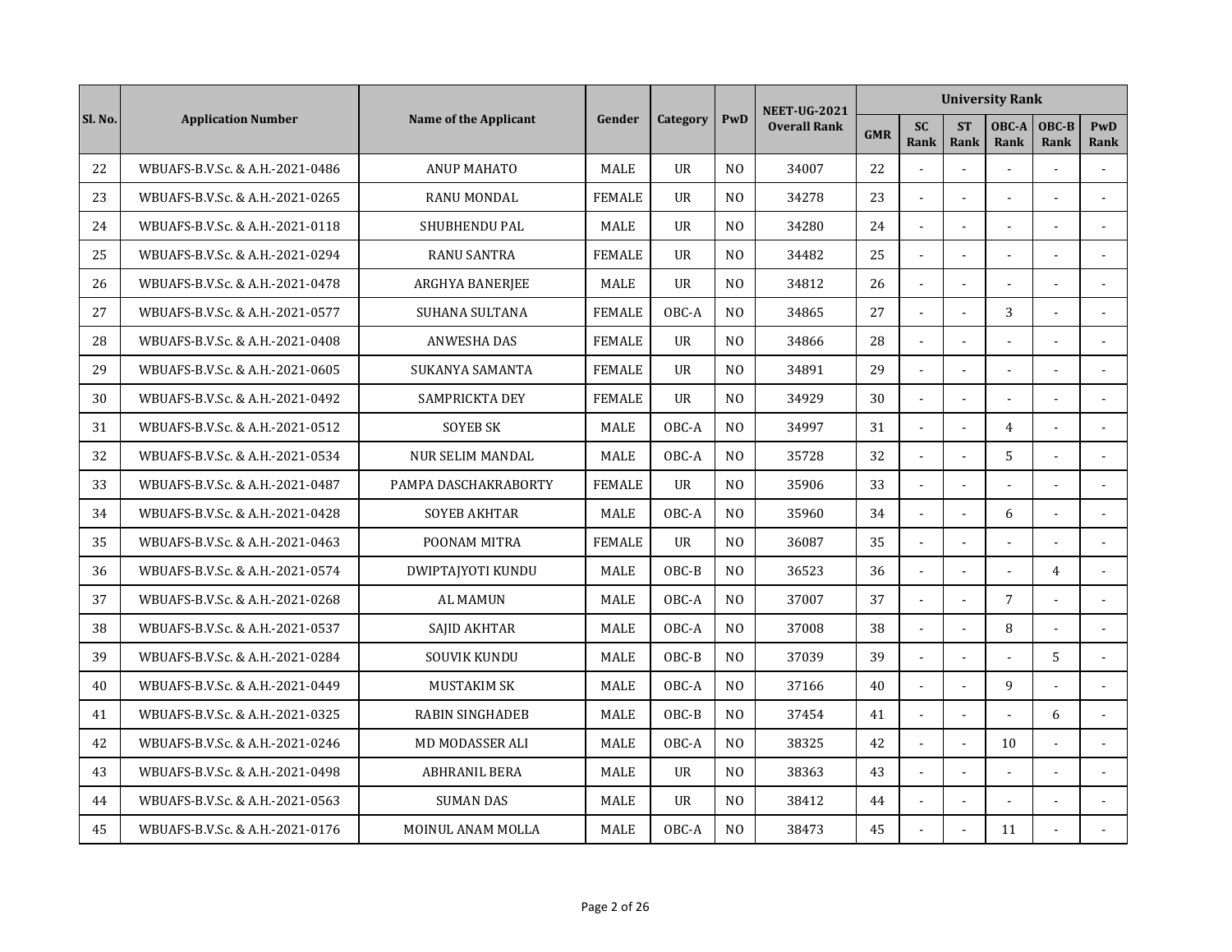| Sl. No. | Application Number | Name of the Applicant | Gender | Category | PwD | NEET-UG-2021 Overall Rank | University Rank | | | | | |
|---|---|---|---|---|---|---|---|---|---|---|---|---|
| | | | | | | | GMR | SC Rank | ST Rank | OBC-A Rank | OBC-B Rank | PwD Rank |
| 22 | WBUAFS-B.V.Sc. & A.H.-2021-0486 | ANUP MAHATO | MALE | UR | NO | 34007 | 22 | - | - | - | - | - |
| 23 | WBUAFS-B.V.Sc. & A.H.-2021-0265 | RANU MONDAL | FEMALE | UR | NO | 34278 | 23 | - | - | - | - | - |
| 24 | WBUAFS-B.V.Sc. & A.H.-2021-0118 | SHUBHENDU PAL | MALE | UR | NO | 34280 | 24 | - | - | - | - | - |
| 25 | WBUAFS-B.V.Sc. & A.H.-2021-0294 | RANU SANTRA | FEMALE | UR | NO | 34482 | 25 | - | - | - | - | - |
| 26 | WBUAFS-B.V.Sc. & A.H.-2021-0478 | ARGHYA BANERJEE | MALE | UR | NO | 34812 | 26 | - | - | - | - | - |
| 27 | WBUAFS-B.V.Sc. & A.H.-2021-0577 | SUHANA SULTANA | FEMALE | OBC-A | NO | 34865 | 27 | - | - | 3 | - | - |
| 28 | WBUAFS-B.V.Sc. & A.H.-2021-0408 | ANWESHA DAS | FEMALE | UR | NO | 34866 | 28 | - | - | - | - | - |
| 29 | WBUAFS-B.V.Sc. & A.H.-2021-0605 | SUKANYA SAMANTA | FEMALE | UR | NO | 34891 | 29 | - | - | - | - | - |
| 30 | WBUAFS-B.V.Sc. & A.H.-2021-0492 | SAMPRICKTA DEY | FEMALE | UR | NO | 34929 | 30 | - | - | - | - | - |
| 31 | WBUAFS-B.V.Sc. & A.H.-2021-0512 | SOYEB SK | MALE | OBC-A | NO | 34997 | 31 | - | - | 4 | - | - |
| 32 | WBUAFS-B.V.Sc. & A.H.-2021-0534 | NUR SELIM MANDAL | MALE | OBC-A | NO | 35728 | 32 | - | - | 5 | - | - |
| 33 | WBUAFS-B.V.Sc. & A.H.-2021-0487 | PAMPA DASCHAKRABORTY | FEMALE | UR | NO | 35906 | 33 | - | - | - | - | - |
| 34 | WBUAFS-B.V.Sc. & A.H.-2021-0428 | SOYEB AKHTAR | MALE | OBC-A | NO | 35960 | 34 | - | - | 6 | - | - |
| 35 | WBUAFS-B.V.Sc. & A.H.-2021-0463 | POONAM MITRA | FEMALE | UR | NO | 36087 | 35 | - | - | - | - | - |
| 36 | WBUAFS-B.V.Sc. & A.H.-2021-0574 | DWIPTAJYOTI KUNDU | MALE | OBC-B | NO | 36523 | 36 | - | - | - | 4 | - |
| 37 | WBUAFS-B.V.Sc. & A.H.-2021-0268 | AL MAMUN | MALE | OBC-A | NO | 37007 | 37 | - | - | 7 | - | - |
| 38 | WBUAFS-B.V.Sc. & A.H.-2021-0537 | SAJID AKHTAR | MALE | OBC-A | NO | 37008 | 38 | - | - | 8 | - | - |
| 39 | WBUAFS-B.V.Sc. & A.H.-2021-0284 | SOUVIK KUNDU | MALE | OBC-B | NO | 37039 | 39 | - | - | - | 5 | - |
| 40 | WBUAFS-B.V.Sc. & A.H.-2021-0449 | MUSTAKIM SK | MALE | OBC-A | NO | 37166 | 40 | - | - | 9 | - | - |
| 41 | WBUAFS-B.V.Sc. & A.H.-2021-0325 | RABIN SINGHADEB | MALE | OBC-B | NO | 37454 | 41 | - | - | - | 6 | - |
| 42 | WBUAFS-B.V.Sc. & A.H.-2021-0246 | MD MODASSER ALI | MALE | OBC-A | NO | 38325 | 42 | - | - | 10 | - | - |
| 43 | WBUAFS-B.V.Sc. & A.H.-2021-0498 | ABHRANIL BERA | MALE | UR | NO | 38363 | 43 | - | - | - | - | - |
| 44 | WBUAFS-B.V.Sc. & A.H.-2021-0563 | SUMAN DAS | MALE | UR | NO | 38412 | 44 | - | - | - | - | - |
| 45 | WBUAFS-B.V.Sc. & A.H.-2021-0176 | MOINUL ANAM MOLLA | MALE | OBC-A | NO | 38473 | 45 | - | - | 11 | - | - |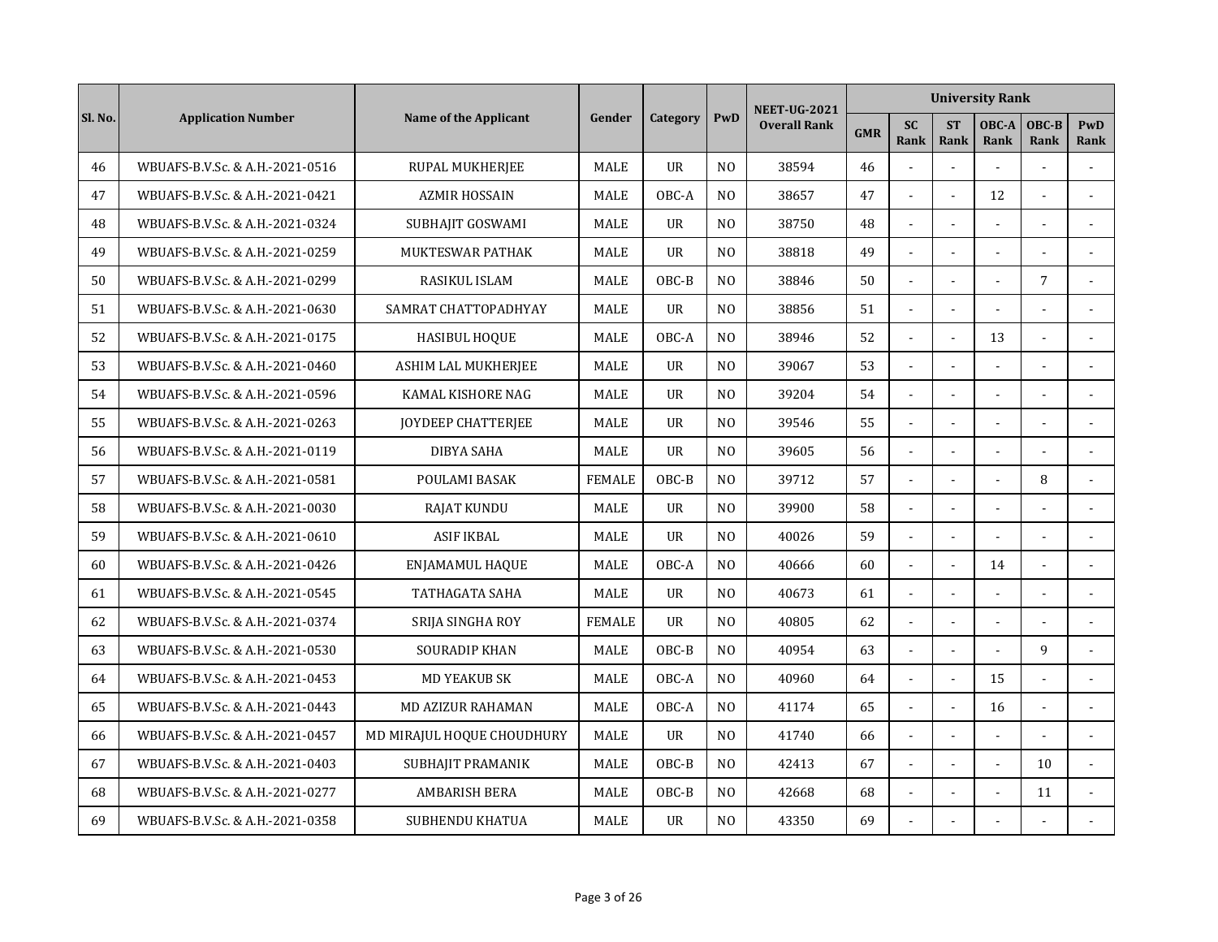| Sl. No. | Application Number | Name of the Applicant | Gender | Category | PwD | NEET-UG-2021 Overall Rank | University Rank | | | | | |
|---|---|---|---|---|---|---|---|---|---|---|---|---|
| | | | | | | | GMR | SC Rank | ST Rank | OBC-A Rank | OBC-B Rank | PwD Rank |
| 46 | WBUAFS-B.V.Sc. & A.H.-2021-0516 | RUPAL MUKHERJEE | MALE | UR | NO | 38594 | 46 | - | - | - | - | - |
| 47 | WBUAFS-B.V.Sc. & A.H.-2021-0421 | AZMIR HOSSAIN | MALE | OBC-A | NO | 38657 | 47 | - | - | 12 | - | - |
| 48 | WBUAFS-B.V.Sc. & A.H.-2021-0324 | SUBHAJIT GOSWAMI | MALE | UR | NO | 38750 | 48 | - | - | - | - | - |
| 49 | WBUAFS-B.V.Sc. & A.H.-2021-0259 | MUKTESWAR PATHAK | MALE | UR | NO | 38818 | 49 | - | - | - | - | - |
| 50 | WBUAFS-B.V.Sc. & A.H.-2021-0299 | RASIKUL ISLAM | MALE | OBC-B | NO | 38846 | 50 | - | - | - | 7 | - |
| 51 | WBUAFS-B.V.Sc. & A.H.-2021-0630 | SAMRAT CHATTOPADHYAY | MALE | UR | NO | 38856 | 51 | - | - | - | - | - |
| 52 | WBUAFS-B.V.Sc. & A.H.-2021-0175 | HASIBUL HOQUE | MALE | OBC-A | NO | 38946 | 52 | - | - | 13 | - | - |
| 53 | WBUAFS-B.V.Sc. & A.H.-2021-0460 | ASHIM LAL MUKHERJEE | MALE | UR | NO | 39067 | 53 | - | - | - | - | - |
| 54 | WBUAFS-B.V.Sc. & A.H.-2021-0596 | KAMAL KISHORE NAG | MALE | UR | NO | 39204 | 54 | - | - | - | - | - |
| 55 | WBUAFS-B.V.Sc. & A.H.-2021-0263 | JOYDEEP CHATTERJEE | MALE | UR | NO | 39546 | 55 | - | - | - | - | - |
| 56 | WBUAFS-B.V.Sc. & A.H.-2021-0119 | DIBYA SAHA | MALE | UR | NO | 39605 | 56 | - | - | - | - | - |
| 57 | WBUAFS-B.V.Sc. & A.H.-2021-0581 | POULAMI BASAK | FEMALE | OBC-B | NO | 39712 | 57 | - | - | - | 8 | - |
| 58 | WBUAFS-B.V.Sc. & A.H.-2021-0030 | RAJAT KUNDU | MALE | UR | NO | 39900 | 58 | - | - | - | - | - |
| 59 | WBUAFS-B.V.Sc. & A.H.-2021-0610 | ASIF IKBAL | MALE | UR | NO | 40026 | 59 | - | - | - | - | - |
| 60 | WBUAFS-B.V.Sc. & A.H.-2021-0426 | ENJAMAMUL HAQUE | MALE | OBC-A | NO | 40666 | 60 | - | - | 14 | - | - |
| 61 | WBUAFS-B.V.Sc. & A.H.-2021-0545 | TATHAGATA SAHA | MALE | UR | NO | 40673 | 61 | - | - | - | - | - |
| 62 | WBUAFS-B.V.Sc. & A.H.-2021-0374 | SRIJA SINGHA ROY | FEMALE | UR | NO | 40805 | 62 | - | - | - | - | - |
| 63 | WBUAFS-B.V.Sc. & A.H.-2021-0530 | SOURADIP KHAN | MALE | OBC-B | NO | 40954 | 63 | - | - | - | 9 | - |
| 64 | WBUAFS-B.V.Sc. & A.H.-2021-0453 | MD YEAKUB SK | MALE | OBC-A | NO | 40960 | 64 | - | - | 15 | - | - |
| 65 | WBUAFS-B.V.Sc. & A.H.-2021-0443 | MD AZIZUR RAHAMAN | MALE | OBC-A | NO | 41174 | 65 | - | - | 16 | - | - |
| 66 | WBUAFS-B.V.Sc. & A.H.-2021-0457 | MD MIRAJUL HOQUE CHOUDHURY | MALE | UR | NO | 41740 | 66 | - | - | - | - | - |
| 67 | WBUAFS-B.V.Sc. & A.H.-2021-0403 | SUBHAJIT PRAMANIK | MALE | OBC-B | NO | 42413 | 67 | - | - | - | 10 | - |
| 68 | WBUAFS-B.V.Sc. & A.H.-2021-0277 | AMBARISH BERA | MALE | OBC-B | NO | 42668 | 68 | - | - | - | 11 | - |
| 69 | WBUAFS-B.V.Sc. & A.H.-2021-0358 | SUBHENDU KHATUA | MALE | UR | NO | 43350 | 69 | - | - | - | - | - |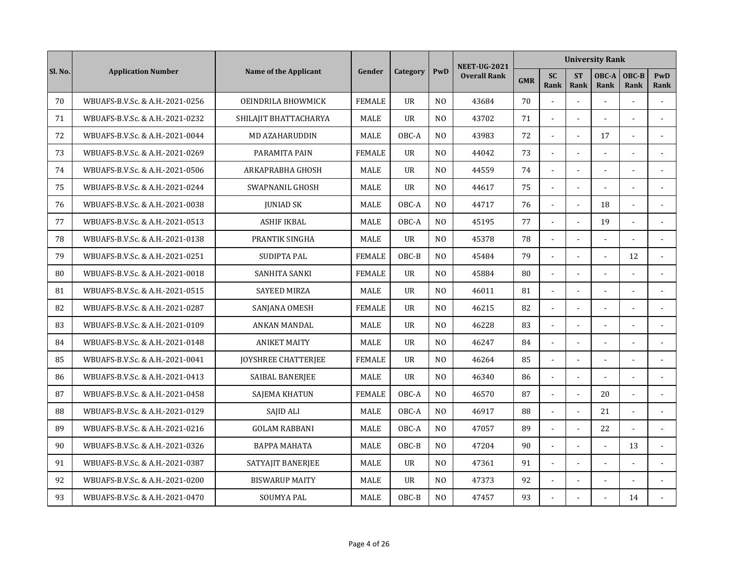| Sl. No. | Application Number | Name of the Applicant | Gender | Category | PwD | NEET-UG-2021 Overall Rank | University Rank | | | | | |
|---|---|---|---|---|---|---|---|---|---|---|---|---|
| | | | | | | | GMR | SC Rank | ST Rank | OBC-A Rank | OBC-B Rank | PwD Rank |
| 70 | WBUAFS-B.V.Sc. & A.H.-2021-0256 | OEINDRILA BHOWMICK | FEMALE | UR | NO | 43684 | 70 | - | - | - | - | - |
| 71 | WBUAFS-B.V.Sc. & A.H.-2021-0232 | SHILAJIT BHATTACHARYA | MALE | UR | NO | 43702 | 71 | - | - | - | - | - |
| 72 | WBUAFS-B.V.Sc. & A.H.-2021-0044 | MD AZAHARUDDIN | MALE | OBC-A | NO | 43983 | 72 | - | - | 17 | - | - |
| 73 | WBUAFS-B.V.Sc. & A.H.-2021-0269 | PARAMITA PAIN | FEMALE | UR | NO | 44042 | 73 | - | - | - | - | - |
| 74 | WBUAFS-B.V.Sc. & A.H.-2021-0506 | ARKAPRABHA GHOSH | MALE | UR | NO | 44559 | 74 | - | - | - | - | - |
| 75 | WBUAFS-B.V.Sc. & A.H.-2021-0244 | SWAPNANIL GHOSH | MALE | UR | NO | 44617 | 75 | - | - | - | - | - |
| 76 | WBUAFS-B.V.Sc. & A.H.-2021-0038 | JUNIAD SK | MALE | OBC-A | NO | 44717 | 76 | - | - | 18 | - | - |
| 77 | WBUAFS-B.V.Sc. & A.H.-2021-0513 | ASHIF IKBAL | MALE | OBC-A | NO | 45195 | 77 | - | - | 19 | - | - |
| 78 | WBUAFS-B.V.Sc. & A.H.-2021-0138 | PRANTIK SINGHA | MALE | UR | NO | 45378 | 78 | - | - | - | - | - |
| 79 | WBUAFS-B.V.Sc. & A.H.-2021-0251 | SUDIPTA PAL | FEMALE | OBC-B | NO | 45484 | 79 | - | - | - | 12 | - |
| 80 | WBUAFS-B.V.Sc. & A.H.-2021-0018 | SANHITA SANKI | FEMALE | UR | NO | 45884 | 80 | - | - | - | - | - |
| 81 | WBUAFS-B.V.Sc. & A.H.-2021-0515 | SAYEED MIRZA | MALE | UR | NO | 46011 | 81 | - | - | - | - | - |
| 82 | WBUAFS-B.V.Sc. & A.H.-2021-0287 | SANJANA OMESH | FEMALE | UR | NO | 46215 | 82 | - | - | - | - | - |
| 83 | WBUAFS-B.V.Sc. & A.H.-2021-0109 | ANKAN MANDAL | MALE | UR | NO | 46228 | 83 | - | - | - | - | - |
| 84 | WBUAFS-B.V.Sc. & A.H.-2021-0148 | ANIKET MAITY | MALE | UR | NO | 46247 | 84 | - | - | - | - | - |
| 85 | WBUAFS-B.V.Sc. & A.H.-2021-0041 | JOYSHREE CHATTERJEE | FEMALE | UR | NO | 46264 | 85 | - | - | - | - | - |
| 86 | WBUAFS-B.V.Sc. & A.H.-2021-0413 | SAIBAL BANERJEE | MALE | UR | NO | 46340 | 86 | - | - | - | - | - |
| 87 | WBUAFS-B.V.Sc. & A.H.-2021-0458 | SAJEMA KHATUN | FEMALE | OBC-A | NO | 46570 | 87 | - | - | 20 | - | - |
| 88 | WBUAFS-B.V.Sc. & A.H.-2021-0129 | SAJID ALI | MALE | OBC-A | NO | 46917 | 88 | - | - | 21 | - | - |
| 89 | WBUAFS-B.V.Sc. & A.H.-2021-0216 | GOLAM RABBANI | MALE | OBC-A | NO | 47057 | 89 | - | - | 22 | - | - |
| 90 | WBUAFS-B.V.Sc. & A.H.-2021-0326 | BAPPA MAHATA | MALE | OBC-B | NO | 47204 | 90 | - | - | - | 13 | - |
| 91 | WBUAFS-B.V.Sc. & A.H.-2021-0387 | SATYAJIT BANERJEE | MALE | UR | NO | 47361 | 91 | - | - | - | - | - |
| 92 | WBUAFS-B.V.Sc. & A.H.-2021-0200 | BISWARUP MAITY | MALE | UR | NO | 47373 | 92 | - | - | - | - | - |
| 93 | WBUAFS-B.V.Sc. & A.H.-2021-0470 | SOUMYA PAL | MALE | OBC-B | NO | 47457 | 93 | - | - | - | 14 | - |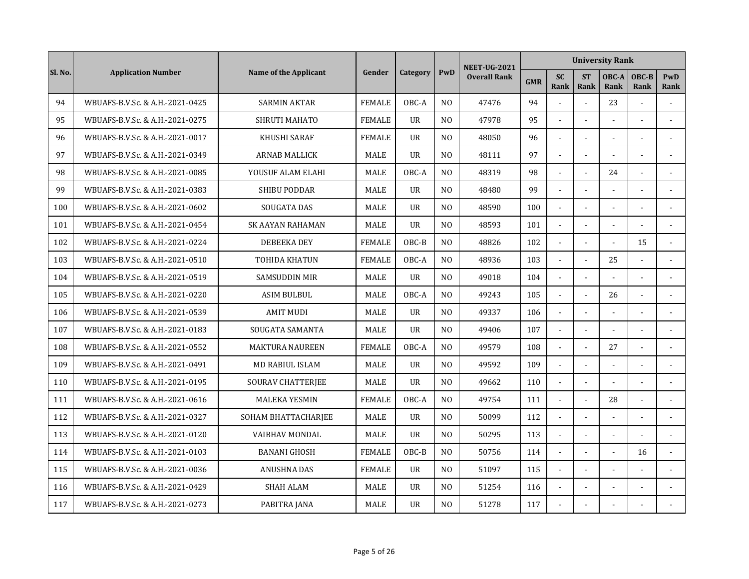| Sl. No. | Application Number | Name of the Applicant | Gender | Category | PwD | NEET-UG-2021 Overall Rank | University Rank | | | | | |
|---|---|---|---|---|---|---|---|---|---|---|---|---|
| | | | | | | | GMR | SC Rank | ST Rank | OBC-A Rank | OBC-B Rank | PwD Rank |
| 94 | WBUAFS-B.V.Sc. & A.H.-2021-0425 | SARMIN AKTAR | FEMALE | OBC-A | NO | 47476 | 94 | - | - | 23 | - | - |
| 95 | WBUAFS-B.V.Sc. & A.H.-2021-0275 | SHRUTI MAHATO | FEMALE | UR | NO | 47978 | 95 | - | - | - | - | - |
| 96 | WBUAFS-B.V.Sc. & A.H.-2021-0017 | KHUSHI SARAF | FEMALE | UR | NO | 48050 | 96 | - | - | - | - | - |
| 97 | WBUAFS-B.V.Sc. & A.H.-2021-0349 | ARNAB MALLICK | MALE | UR | NO | 48111 | 97 | - | - | - | - | - |
| 98 | WBUAFS-B.V.Sc. & A.H.-2021-0085 | YOUSUF ALAM ELAHI | MALE | OBC-A | NO | 48319 | 98 | - | - | 24 | - | - |
| 99 | WBUAFS-B.V.Sc. & A.H.-2021-0383 | SHIBU PODDAR | MALE | UR | NO | 48480 | 99 | - | - | - | - | - |
| 100 | WBUAFS-B.V.Sc. & A.H.-2021-0602 | SOUGATA DAS | MALE | UR | NO | 48590 | 100 | - | - | - | - | - |
| 101 | WBUAFS-B.V.Sc. & A.H.-2021-0454 | SK AAYAN RAHAMAN | MALE | UR | NO | 48593 | 101 | - | - | - | - | - |
| 102 | WBUAFS-B.V.Sc. & A.H.-2021-0224 | DEBEEKA DEY | FEMALE | OBC-B | NO | 48826 | 102 | - | - | - | 15 | - |
| 103 | WBUAFS-B.V.Sc. & A.H.-2021-0510 | TOHIDA KHATUN | FEMALE | OBC-A | NO | 48936 | 103 | - | - | 25 | - | - |
| 104 | WBUAFS-B.V.Sc. & A.H.-2021-0519 | SAMSUDDIN MIR | MALE | UR | NO | 49018 | 104 | - | - | - | - | - |
| 105 | WBUAFS-B.V.Sc. & A.H.-2021-0220 | ASIM BULBUL | MALE | OBC-A | NO | 49243 | 105 | - | - | 26 | - | - |
| 106 | WBUAFS-B.V.Sc. & A.H.-2021-0539 | AMIT MUDI | MALE | UR | NO | 49337 | 106 | - | - | - | - | - |
| 107 | WBUAFS-B.V.Sc. & A.H.-2021-0183 | SOUGATA SAMANTA | MALE | UR | NO | 49406 | 107 | - | - | - | - | - |
| 108 | WBUAFS-B.V.Sc. & A.H.-2021-0552 | MAKTURA NAUREEN | FEMALE | OBC-A | NO | 49579 | 108 | - | - | 27 | - | - |
| 109 | WBUAFS-B.V.Sc. & A.H.-2021-0491 | MD RABIUL ISLAM | MALE | UR | NO | 49592 | 109 | - | - | - | - | - |
| 110 | WBUAFS-B.V.Sc. & A.H.-2021-0195 | SOURAV CHATTERJEE | MALE | UR | NO | 49662 | 110 | - | - | - | - | - |
| 111 | WBUAFS-B.V.Sc. & A.H.-2021-0616 | MALEKA YESMIN | FEMALE | OBC-A | NO | 49754 | 111 | - | - | 28 | - | - |
| 112 | WBUAFS-B.V.Sc. & A.H.-2021-0327 | SOHAM BHATTACHARJEE | MALE | UR | NO | 50099 | 112 | - | - | - | - | - |
| 113 | WBUAFS-B.V.Sc. & A.H.-2021-0120 | VAIBHAV MONDAL | MALE | UR | NO | 50295 | 113 | - | - | - | - | - |
| 114 | WBUAFS-B.V.Sc. & A.H.-2021-0103 | BANANI GHOSH | FEMALE | OBC-B | NO | 50756 | 114 | - | - | - | 16 | - |
| 115 | WBUAFS-B.V.Sc. & A.H.-2021-0036 | ANUSHNA DAS | FEMALE | UR | NO | 51097 | 115 | - | - | - | - | - |
| 116 | WBUAFS-B.V.Sc. & A.H.-2021-0429 | SHAH ALAM | MALE | UR | NO | 51254 | 116 | - | - | - | - | - |
| 117 | WBUAFS-B.V.Sc. & A.H.-2021-0273 | PABITRA JANA | MALE | UR | NO | 51278 | 117 | - | - | - | - | - |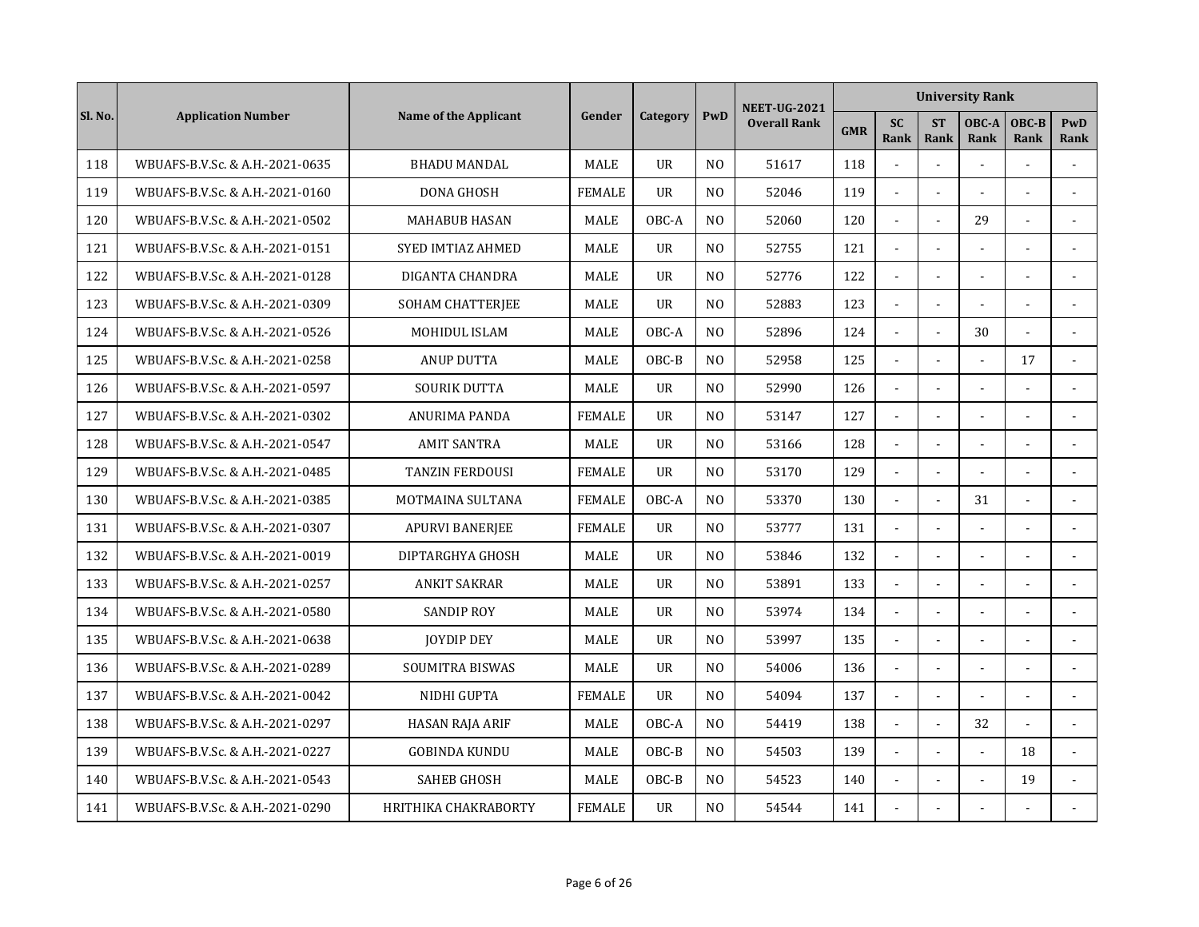| Sl. No. | Application Number | Name of the Applicant | Gender | Category | PwD | NEET-UG-2021 Overall Rank | University Rank | | | | | |
|---|---|---|---|---|---|---|---|---|---|---|---|---|
| | | | | | | | GMR | SC Rank | ST Rank | OBC-A Rank | OBC-B Rank | PwD Rank |
| 118 | WBUAFS-B.V.Sc. & A.H.-2021-0635 | BHADU MANDAL | MALE | UR | NO | 51617 | 118 | - | - | - | - | - |
| 119 | WBUAFS-B.V.Sc. & A.H.-2021-0160 | DONA GHOSH | FEMALE | UR | NO | 52046 | 119 | - | - | - | - | - |
| 120 | WBUAFS-B.V.Sc. & A.H.-2021-0502 | MAHABUB HASAN | MALE | OBC-A | NO | 52060 | 120 | - | - | 29 | - | - |
| 121 | WBUAFS-B.V.Sc. & A.H.-2021-0151 | SYED IMTIAZ AHMED | MALE | UR | NO | 52755 | 121 | - | - | - | - | - |
| 122 | WBUAFS-B.V.Sc. & A.H.-2021-0128 | DIGANTA CHANDRA | MALE | UR | NO | 52776 | 122 | - | - | - | - | - |
| 123 | WBUAFS-B.V.Sc. & A.H.-2021-0309 | SOHAM CHATTERJEE | MALE | UR | NO | 52883 | 123 | - | - | - | - | - |
| 124 | WBUAFS-B.V.Sc. & A.H.-2021-0526 | MOHIDUL ISLAM | MALE | OBC-A | NO | 52896 | 124 | - | - | 30 | - | - |
| 125 | WBUAFS-B.V.Sc. & A.H.-2021-0258 | ANUP DUTTA | MALE | OBC-B | NO | 52958 | 125 | - | - | - | 17 | - |
| 126 | WBUAFS-B.V.Sc. & A.H.-2021-0597 | SOURIK DUTTA | MALE | UR | NO | 52990 | 126 | - | - | - | - | - |
| 127 | WBUAFS-B.V.Sc. & A.H.-2021-0302 | ANURIMA PANDA | FEMALE | UR | NO | 53147 | 127 | - | - | - | - | - |
| 128 | WBUAFS-B.V.Sc. & A.H.-2021-0547 | AMIT SANTRA | MALE | UR | NO | 53166 | 128 | - | - | - | - | - |
| 129 | WBUAFS-B.V.Sc. & A.H.-2021-0485 | TANZIN FERDOUSI | FEMALE | UR | NO | 53170 | 129 | - | - | - | - | - |
| 130 | WBUAFS-B.V.Sc. & A.H.-2021-0385 | MOTMAINA SULTANA | FEMALE | OBC-A | NO | 53370 | 130 | - | - | 31 | - | - |
| 131 | WBUAFS-B.V.Sc. & A.H.-2021-0307 | APURVI BANERJEE | FEMALE | UR | NO | 53777 | 131 | - | - | - | - | - |
| 132 | WBUAFS-B.V.Sc. & A.H.-2021-0019 | DIPTARGHYA GHOSH | MALE | UR | NO | 53846 | 132 | - | - | - | - | - |
| 133 | WBUAFS-B.V.Sc. & A.H.-2021-0257 | ANKIT SAKRAR | MALE | UR | NO | 53891 | 133 | - | - | - | - | - |
| 134 | WBUAFS-B.V.Sc. & A.H.-2021-0580 | SANDIP ROY | MALE | UR | NO | 53974 | 134 | - | - | - | - | - |
| 135 | WBUAFS-B.V.Sc. & A.H.-2021-0638 | JOYDIP DEY | MALE | UR | NO | 53997 | 135 | - | - | - | - | - |
| 136 | WBUAFS-B.V.Sc. & A.H.-2021-0289 | SOUMITRA BISWAS | MALE | UR | NO | 54006 | 136 | - | - | - | - | - |
| 137 | WBUAFS-B.V.Sc. & A.H.-2021-0042 | NIDHI GUPTA | FEMALE | UR | NO | 54094 | 137 | - | - | - | - | - |
| 138 | WBUAFS-B.V.Sc. & A.H.-2021-0297 | HASAN RAJA ARIF | MALE | OBC-A | NO | 54419 | 138 | - | - | 32 | - | - |
| 139 | WBUAFS-B.V.Sc. & A.H.-2021-0227 | GOBINDA KUNDU | MALE | OBC-B | NO | 54503 | 139 | - | - | - | 18 | - |
| 140 | WBUAFS-B.V.Sc. & A.H.-2021-0543 | SAHEB GHOSH | MALE | OBC-B | NO | 54523 | 140 | - | - | - | 19 | - |
| 141 | WBUAFS-B.V.Sc. & A.H.-2021-0290 | HRITHIKA CHAKRABORTY | FEMALE | UR | NO | 54544 | 141 | - | - | - | - | - |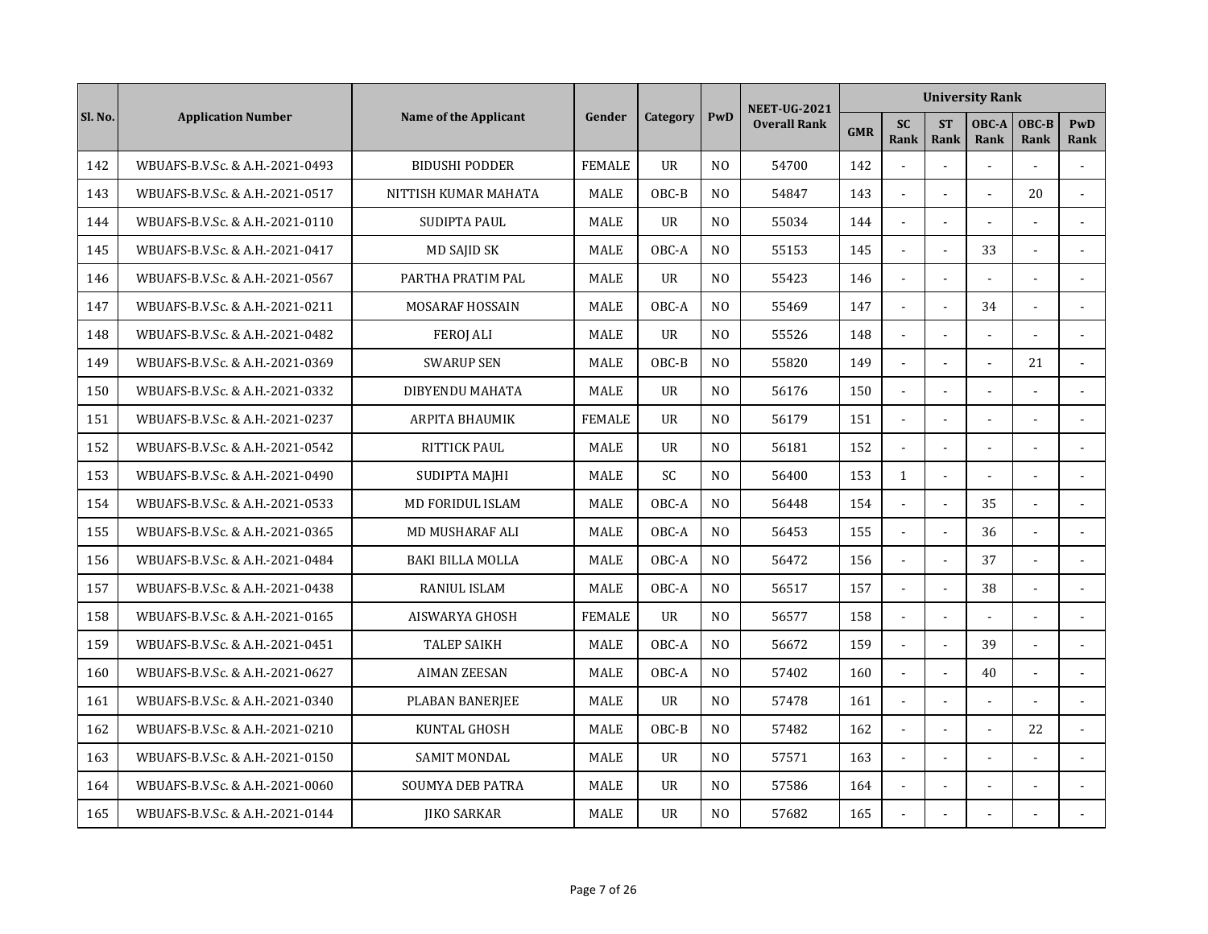| Sl. No. | Application Number | Name of the Applicant | Gender | Category | PwD | NEET-UG-2021 Overall Rank | University Rank | | | | | |
|---|---|---|---|---|---|---|---|---|---|---|---|---|
| | | | | | | | GMR | SC Rank | ST Rank | OBC-A Rank | OBC-B Rank | PwD Rank |
| 142 | WBUAFS-B.V.Sc. & A.H.-2021-0493 | BIDUSHI PODDER | FEMALE | UR | NO | 54700 | 142 | - | - | - | - | - |
| 143 | WBUAFS-B.V.Sc. & A.H.-2021-0517 | NITTISH KUMAR MAHATA | MALE | OBC-B | NO | 54847 | 143 | - | - | - | 20 | - |
| 144 | WBUAFS-B.V.Sc. & A.H.-2021-0110 | SUDIPTA PAUL | MALE | UR | NO | 55034 | 144 | - | - | - | - | - |
| 145 | WBUAFS-B.V.Sc. & A.H.-2021-0417 | MD SAJID SK | MALE | OBC-A | NO | 55153 | 145 | - | - | 33 | - | - |
| 146 | WBUAFS-B.V.Sc. & A.H.-2021-0567 | PARTHA PRATIM PAL | MALE | UR | NO | 55423 | 146 | - | - | - | - | - |
| 147 | WBUAFS-B.V.Sc. & A.H.-2021-0211 | MOSARAF HOSSAIN | MALE | OBC-A | NO | 55469 | 147 | - | - | 34 | - | - |
| 148 | WBUAFS-B.V.Sc. & A.H.-2021-0482 | FEROJ ALI | MALE | UR | NO | 55526 | 148 | - | - | - | - | - |
| 149 | WBUAFS-B.V.Sc. & A.H.-2021-0369 | SWARUP SEN | MALE | OBC-B | NO | 55820 | 149 | - | - | - | 21 | - |
| 150 | WBUAFS-B.V.Sc. & A.H.-2021-0332 | DIBYENDU MAHATA | MALE | UR | NO | 56176 | 150 | - | - | - | - | - |
| 151 | WBUAFS-B.V.Sc. & A.H.-2021-0237 | ARPITA BHAUMIK | FEMALE | UR | NO | 56179 | 151 | - | - | - | - | - |
| 152 | WBUAFS-B.V.Sc. & A.H.-2021-0542 | RITTICK PAUL | MALE | UR | NO | 56181 | 152 | - | - | - | - | - |
| 153 | WBUAFS-B.V.Sc. & A.H.-2021-0490 | SUDIPTA MAJHI | MALE | SC | NO | 56400 | 153 | 1 | - | - | - | - |
| 154 | WBUAFS-B.V.Sc. & A.H.-2021-0533 | MD FORIDUL ISLAM | MALE | OBC-A | NO | 56448 | 154 | - | - | 35 | - | - |
| 155 | WBUAFS-B.V.Sc. & A.H.-2021-0365 | MD MUSHARAF ALI | MALE | OBC-A | NO | 56453 | 155 | - | - | 36 | - | - |
| 156 | WBUAFS-B.V.Sc. & A.H.-2021-0484 | BAKI BILLA MOLLA | MALE | OBC-A | NO | 56472 | 156 | - | - | 37 | - | - |
| 157 | WBUAFS-B.V.Sc. & A.H.-2021-0438 | RANIUL ISLAM | MALE | OBC-A | NO | 56517 | 157 | - | - | 38 | - | - |
| 158 | WBUAFS-B.V.Sc. & A.H.-2021-0165 | AISWARYA GHOSH | FEMALE | UR | NO | 56577 | 158 | - | - | - | - | - |
| 159 | WBUAFS-B.V.Sc. & A.H.-2021-0451 | TALEP SAIKH | MALE | OBC-A | NO | 56672 | 159 | - | - | 39 | - | - |
| 160 | WBUAFS-B.V.Sc. & A.H.-2021-0627 | AIMAN ZEESAN | MALE | OBC-A | NO | 57402 | 160 | - | - | 40 | - | - |
| 161 | WBUAFS-B.V.Sc. & A.H.-2021-0340 | PLABAN BANERJEE | MALE | UR | NO | 57478 | 161 | - | - | - | - | - |
| 162 | WBUAFS-B.V.Sc. & A.H.-2021-0210 | KUNTAL GHOSH | MALE | OBC-B | NO | 57482 | 162 | - | - | - | 22 | - |
| 163 | WBUAFS-B.V.Sc. & A.H.-2021-0150 | SAMIT MONDAL | MALE | UR | NO | 57571 | 163 | - | - | - | - | - |
| 164 | WBUAFS-B.V.Sc. & A.H.-2021-0060 | SOUMYA DEB PATRA | MALE | UR | NO | 57586 | 164 | - | - | - | - | - |
| 165 | WBUAFS-B.V.Sc. & A.H.-2021-0144 | JIKO SARKAR | MALE | UR | NO | 57682 | 165 | - | - | - | - | - |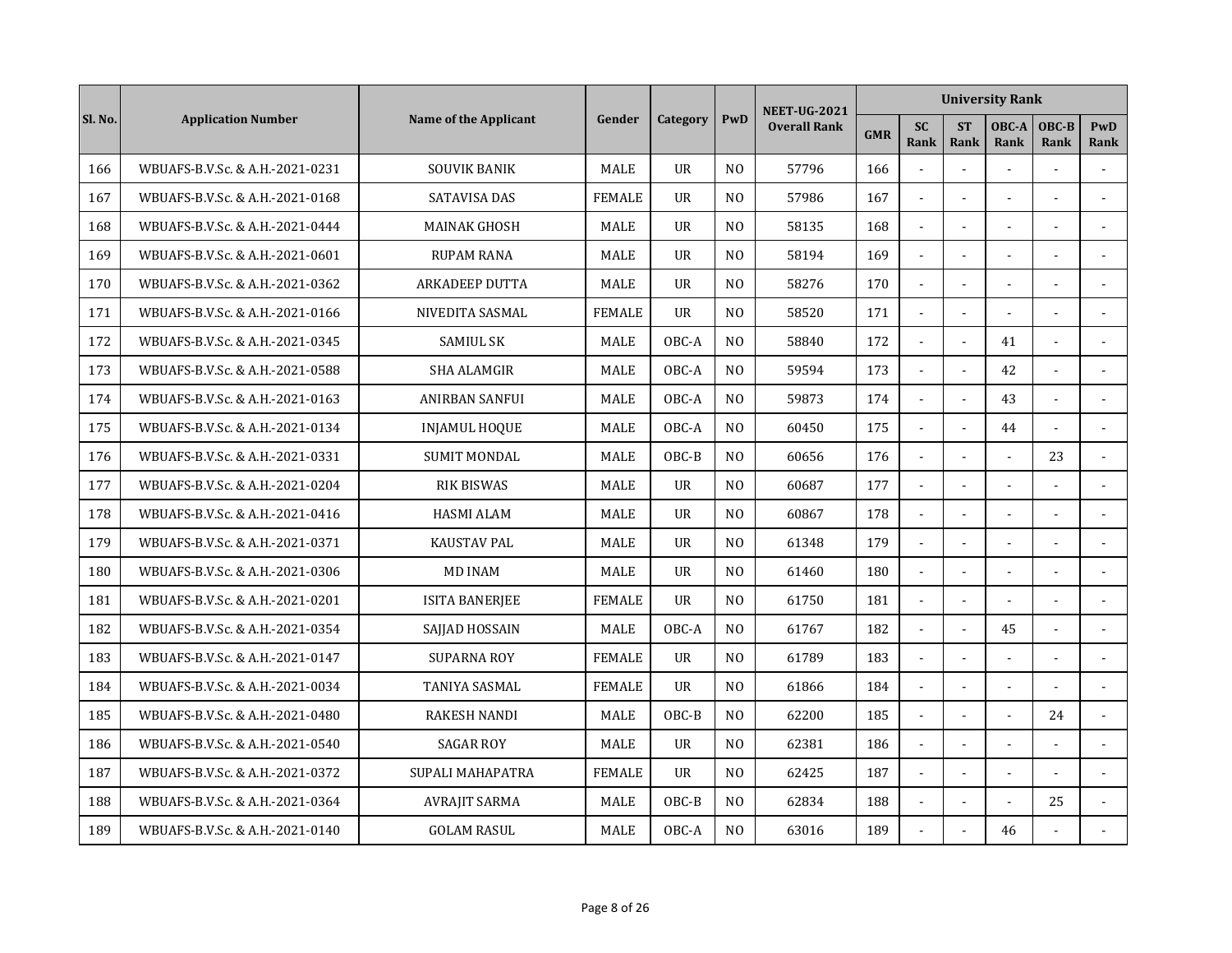| Sl. No. | Application Number | Name of the Applicant | Gender | Category | PwD | NEET-UG-2021 Overall Rank | University Rank | | | | | |
|---|---|---|---|---|---|---|---|---|---|---|---|---|
| | | | | | | | GMR | SC Rank | ST Rank | OBC-A Rank | OBC-B Rank | PwD Rank |
| 166 | WBUAFS-B.V.Sc. & A.H.-2021-0231 | SOUVIK BANIK | MALE | UR | NO | 57796 | 166 | - | - | - | - | - |
| 167 | WBUAFS-B.V.Sc. & A.H.-2021-0168 | SATAVISA DAS | FEMALE | UR | NO | 57986 | 167 | - | - | - | - | - |
| 168 | WBUAFS-B.V.Sc. & A.H.-2021-0444 | MAINAK GHOSH | MALE | UR | NO | 58135 | 168 | - | - | - | - | - |
| 169 | WBUAFS-B.V.Sc. & A.H.-2021-0601 | RUPAM RANA | MALE | UR | NO | 58194 | 169 | - | - | - | - | - |
| 170 | WBUAFS-B.V.Sc. & A.H.-2021-0362 | ARKADEEP DUTTA | MALE | UR | NO | 58276 | 170 | - | - | - | - | - |
| 171 | WBUAFS-B.V.Sc. & A.H.-2021-0166 | NIVEDITA SASMAL | FEMALE | UR | NO | 58520 | 171 | - | - | - | - | - |
| 172 | WBUAFS-B.V.Sc. & A.H.-2021-0345 | SAMIUL SK | MALE | OBC-A | NO | 58840 | 172 | - | - | 41 | - | - |
| 173 | WBUAFS-B.V.Sc. & A.H.-2021-0588 | SHA ALAMGIR | MALE | OBC-A | NO | 59594 | 173 | - | - | 42 | - | - |
| 174 | WBUAFS-B.V.Sc. & A.H.-2021-0163 | ANIRBAN SANFUI | MALE | OBC-A | NO | 59873 | 174 | - | - | 43 | - | - |
| 175 | WBUAFS-B.V.Sc. & A.H.-2021-0134 | INJAMUL HOQUE | MALE | OBC-A | NO | 60450 | 175 | - | - | 44 | - | - |
| 176 | WBUAFS-B.V.Sc. & A.H.-2021-0331 | SUMIT MONDAL | MALE | OBC-B | NO | 60656 | 176 | - | - | - | 23 | - |
| 177 | WBUAFS-B.V.Sc. & A.H.-2021-0204 | RIK BISWAS | MALE | UR | NO | 60687 | 177 | - | - | - | - | - |
| 178 | WBUAFS-B.V.Sc. & A.H.-2021-0416 | HASMI ALAM | MALE | UR | NO | 60867 | 178 | - | - | - | - | - |
| 179 | WBUAFS-B.V.Sc. & A.H.-2021-0371 | KAUSTAV PAL | MALE | UR | NO | 61348 | 179 | - | - | - | - | - |
| 180 | WBUAFS-B.V.Sc. & A.H.-2021-0306 | MD INAM | MALE | UR | NO | 61460 | 180 | - | - | - | - | - |
| 181 | WBUAFS-B.V.Sc. & A.H.-2021-0201 | ISITA BANERJEE | FEMALE | UR | NO | 61750 | 181 | - | - | - | - | - |
| 182 | WBUAFS-B.V.Sc. & A.H.-2021-0354 | SAJJAD HOSSAIN | MALE | OBC-A | NO | 61767 | 182 | - | - | 45 | - | - |
| 183 | WBUAFS-B.V.Sc. & A.H.-2021-0147 | SUPARNA ROY | FEMALE | UR | NO | 61789 | 183 | - | - | - | - | - |
| 184 | WBUAFS-B.V.Sc. & A.H.-2021-0034 | TANIYA SASMAL | FEMALE | UR | NO | 61866 | 184 | - | - | - | - | - |
| 185 | WBUAFS-B.V.Sc. & A.H.-2021-0480 | RAKESH NANDI | MALE | OBC-B | NO | 62200 | 185 | - | - | - | 24 | - |
| 186 | WBUAFS-B.V.Sc. & A.H.-2021-0540 | SAGAR ROY | MALE | UR | NO | 62381 | 186 | - | - | - | - | - |
| 187 | WBUAFS-B.V.Sc. & A.H.-2021-0372 | SUPALI MAHAPATRA | FEMALE | UR | NO | 62425 | 187 | - | - | - | - | - |
| 188 | WBUAFS-B.V.Sc. & A.H.-2021-0364 | AVRAJIT SARMA | MALE | OBC-B | NO | 62834 | 188 | - | - | - | 25 | - |
| 189 | WBUAFS-B.V.Sc. & A.H.-2021-0140 | GOLAM RASUL | MALE | OBC-A | NO | 63016 | 189 | - | - | 46 | - | - |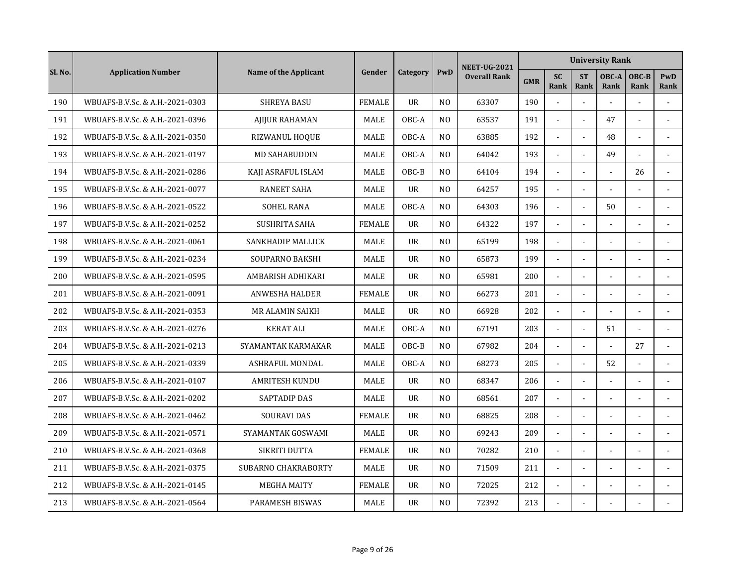| Sl. No. | Application Number | Name of the Applicant | Gender | Category | PwD | NEET-UG-2021 Overall Rank | University Rank | | | | | |
|---|---|---|---|---|---|---|---|---|---|---|---|---|
| | | | | | | | GMR | SC Rank | ST Rank | OBC-A Rank | OBC-B Rank | PwD Rank |
| 190 | WBUAFS-B.V.Sc. & A.H.-2021-0303 | SHREYA BASU | FEMALE | UR | NO | 63307 | 190 | - | - | - | - | - |
| 191 | WBUAFS-B.V.Sc. & A.H.-2021-0396 | AJIJUR RAHAMAN | MALE | OBC-A | NO | 63537 | 191 | - | - | 47 | - | - |
| 192 | WBUAFS-B.V.Sc. & A.H.-2021-0350 | RIZWANUL HOQUE | MALE | OBC-A | NO | 63885 | 192 | - | - | 48 | - | - |
| 193 | WBUAFS-B.V.Sc. & A.H.-2021-0197 | MD SAHABUDDIN | MALE | OBC-A | NO | 64042 | 193 | - | - | 49 | - | - |
| 194 | WBUAFS-B.V.Sc. & A.H.-2021-0286 | KAJI ASRAFUL ISLAM | MALE | OBC-B | NO | 64104 | 194 | - | - | - | 26 | - |
| 195 | WBUAFS-B.V.Sc. & A.H.-2021-0077 | RANEET SAHA | MALE | UR | NO | 64257 | 195 | - | - | - | - | - |
| 196 | WBUAFS-B.V.Sc. & A.H.-2021-0522 | SOHEL RANA | MALE | OBC-A | NO | 64303 | 196 | - | - | 50 | - | - |
| 197 | WBUAFS-B.V.Sc. & A.H.-2021-0252 | SUSHRITA SAHA | FEMALE | UR | NO | 64322 | 197 | - | - | - | - | - |
| 198 | WBUAFS-B.V.Sc. & A.H.-2021-0061 | SANKHADIP MALLICK | MALE | UR | NO | 65199 | 198 | - | - | - | - | - |
| 199 | WBUAFS-B.V.Sc. & A.H.-2021-0234 | SOUPARNO BAKSHI | MALE | UR | NO | 65873 | 199 | - | - | - | - | - |
| 200 | WBUAFS-B.V.Sc. & A.H.-2021-0595 | AMBARISH ADHIKARI | MALE | UR | NO | 65981 | 200 | - | - | - | - | - |
| 201 | WBUAFS-B.V.Sc. & A.H.-2021-0091 | ANWESHA HALDER | FEMALE | UR | NO | 66273 | 201 | - | - | - | - | - |
| 202 | WBUAFS-B.V.Sc. & A.H.-2021-0353 | MR ALAMIN SAIKH | MALE | UR | NO | 66928 | 202 | - | - | - | - | - |
| 203 | WBUAFS-B.V.Sc. & A.H.-2021-0276 | KERAT ALI | MALE | OBC-A | NO | 67191 | 203 | - | - | 51 | - | - |
| 204 | WBUAFS-B.V.Sc. & A.H.-2021-0213 | SYAMANTAK KARMAKAR | MALE | OBC-B | NO | 67982 | 204 | - | - | - | 27 | - |
| 205 | WBUAFS-B.V.Sc. & A.H.-2021-0339 | ASHRAFUL MONDAL | MALE | OBC-A | NO | 68273 | 205 | - | - | 52 | - | - |
| 206 | WBUAFS-B.V.Sc. & A.H.-2021-0107 | AMRITESH KUNDU | MALE | UR | NO | 68347 | 206 | - | - | - | - | - |
| 207 | WBUAFS-B.V.Sc. & A.H.-2021-0202 | SAPTADIP DAS | MALE | UR | NO | 68561 | 207 | - | - | - | - | - |
| 208 | WBUAFS-B.V.Sc. & A.H.-2021-0462 | SOURAVI DAS | FEMALE | UR | NO | 68825 | 208 | - | - | - | - | - |
| 209 | WBUAFS-B.V.Sc. & A.H.-2021-0571 | SYAMANTAK GOSWAMI | MALE | UR | NO | 69243 | 209 | - | - | - | - | - |
| 210 | WBUAFS-B.V.Sc. & A.H.-2021-0368 | SIKRITI DUTTA | FEMALE | UR | NO | 70282 | 210 | - | - | - | - | - |
| 211 | WBUAFS-B.V.Sc. & A.H.-2021-0375 | SUBARNO CHAKRABORTY | MALE | UR | NO | 71509 | 211 | - | - | - | - | - |
| 212 | WBUAFS-B.V.Sc. & A.H.-2021-0145 | MEGHA MAITY | FEMALE | UR | NO | 72025 | 212 | - | - | - | - | - |
| 213 | WBUAFS-B.V.Sc. & A.H.-2021-0564 | PARAMESH BISWAS | MALE | UR | NO | 72392 | 213 | - | - | - | - | - |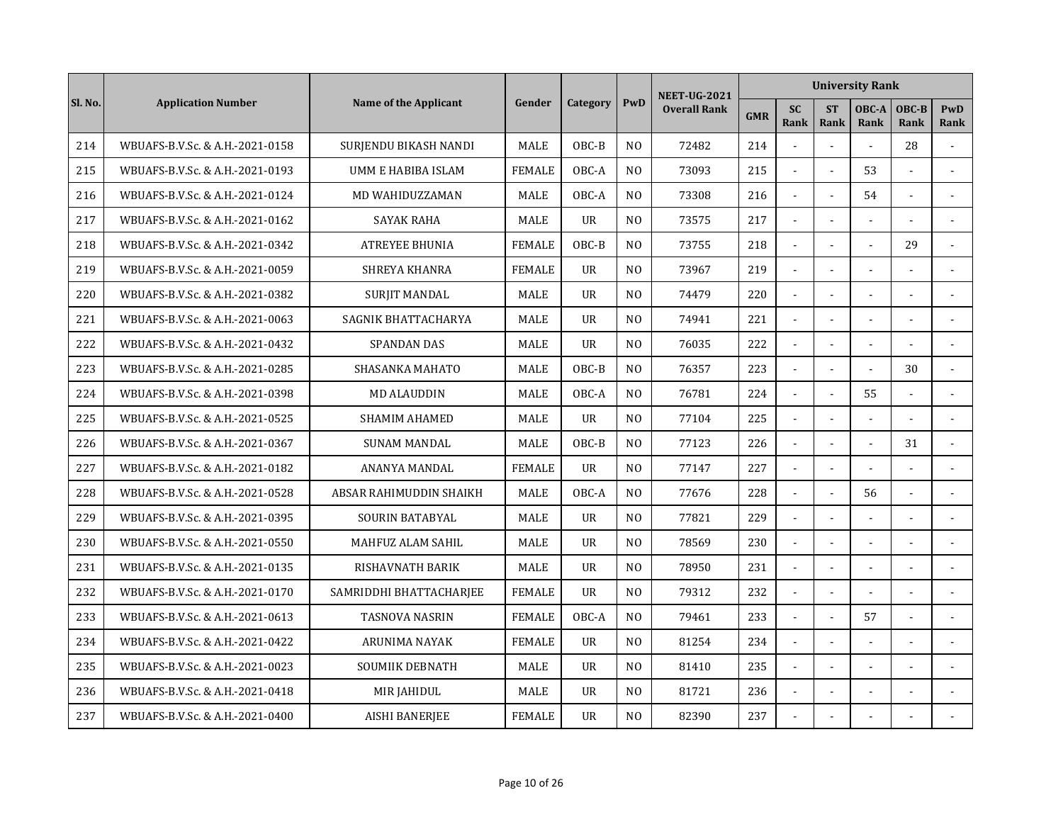| Sl. No. | Application Number | Name of the Applicant | Gender | Category | PwD | NEET-UG-2021 Overall Rank | University Rank | | | | | |
|---|---|---|---|---|---|---|---|---|---|---|---|---|
| | | | | | | | GMR | SC Rank | ST Rank | OBC-A Rank | OBC-B Rank | PwD Rank |
| 214 | WBUAFS-B.V.Sc. & A.H.-2021-0158 | SURJENDU BIKASH NANDI | MALE | OBC-B | NO | 72482 | 214 | - | - | - | 28 | - |
| 215 | WBUAFS-B.V.Sc. & A.H.-2021-0193 | UMM E HABIBA ISLAM | FEMALE | OBC-A | NO | 73093 | 215 | - | - | 53 | - | - |
| 216 | WBUAFS-B.V.Sc. & A.H.-2021-0124 | MD WAHIDUZZAMAN | MALE | OBC-A | NO | 73308 | 216 | - | - | 54 | - | - |
| 217 | WBUAFS-B.V.Sc. & A.H.-2021-0162 | SAYAK RAHA | MALE | UR | NO | 73575 | 217 | - | - | - | - | - |
| 218 | WBUAFS-B.V.Sc. & A.H.-2021-0342 | ATREYEE BHUNIA | FEMALE | OBC-B | NO | 73755 | 218 | - | - | - | 29 | - |
| 219 | WBUAFS-B.V.Sc. & A.H.-2021-0059 | SHREYA KHANRA | FEMALE | UR | NO | 73967 | 219 | - | - | - | - | - |
| 220 | WBUAFS-B.V.Sc. & A.H.-2021-0382 | SURJIT MANDAL | MALE | UR | NO | 74479 | 220 | - | - | - | - | - |
| 221 | WBUAFS-B.V.Sc. & A.H.-2021-0063 | SAGNIK BHATTACHARYA | MALE | UR | NO | 74941 | 221 | - | - | - | - | - |
| 222 | WBUAFS-B.V.Sc. & A.H.-2021-0432 | SPANDAN DAS | MALE | UR | NO | 76035 | 222 | - | - | - | - | - |
| 223 | WBUAFS-B.V.Sc. & A.H.-2021-0285 | SHASANKA MAHATO | MALE | OBC-B | NO | 76357 | 223 | - | - | - | 30 | - |
| 224 | WBUAFS-B.V.Sc. & A.H.-2021-0398 | MD ALAUDDIN | MALE | OBC-A | NO | 76781 | 224 | - | - | 55 | - | - |
| 225 | WBUAFS-B.V.Sc. & A.H.-2021-0525 | SHAMIM AHAMED | MALE | UR | NO | 77104 | 225 | - | - | - | - | - |
| 226 | WBUAFS-B.V.Sc. & A.H.-2021-0367 | SUNAM MANDAL | MALE | OBC-B | NO | 77123 | 226 | - | - | - | 31 | - |
| 227 | WBUAFS-B.V.Sc. & A.H.-2021-0182 | ANANYA MANDAL | FEMALE | UR | NO | 77147 | 227 | - | - | - | - | - |
| 228 | WBUAFS-B.V.Sc. & A.H.-2021-0528 | ABSAR RAHIMUDDIN SHAIKH | MALE | OBC-A | NO | 77676 | 228 | - | - | 56 | - | - |
| 229 | WBUAFS-B.V.Sc. & A.H.-2021-0395 | SOURIN BATABYAL | MALE | UR | NO | 77821 | 229 | - | - | - | - | - |
| 230 | WBUAFS-B.V.Sc. & A.H.-2021-0550 | MAHFUZ ALAM SAHIL | MALE | UR | NO | 78569 | 230 | - | - | - | - | - |
| 231 | WBUAFS-B.V.Sc. & A.H.-2021-0135 | RISHAVNATH BARIK | MALE | UR | NO | 78950 | 231 | - | - | - | - | - |
| 232 | WBUAFS-B.V.Sc. & A.H.-2021-0170 | SAMRIDDHI BHATTACHARJEE | FEMALE | UR | NO | 79312 | 232 | - | - | - | - | - |
| 233 | WBUAFS-B.V.Sc. & A.H.-2021-0613 | TASNOVA NASRIN | FEMALE | OBC-A | NO | 79461 | 233 | - | - | 57 | - | - |
| 234 | WBUAFS-B.V.Sc. & A.H.-2021-0422 | ARUNIMA NAYAK | FEMALE | UR | NO | 81254 | 234 | - | - | - | - | - |
| 235 | WBUAFS-B.V.Sc. & A.H.-2021-0023 | SOUMIIK DEBNATH | MALE | UR | NO | 81410 | 235 | - | - | - | - | - |
| 236 | WBUAFS-B.V.Sc. & A.H.-2021-0418 | MIR JAHIDUL | MALE | UR | NO | 81721 | 236 | - | - | - | - | - |
| 237 | WBUAFS-B.V.Sc. & A.H.-2021-0400 | AISHI BANERJEE | FEMALE | UR | NO | 82390 | 237 | - | - | - | - | - |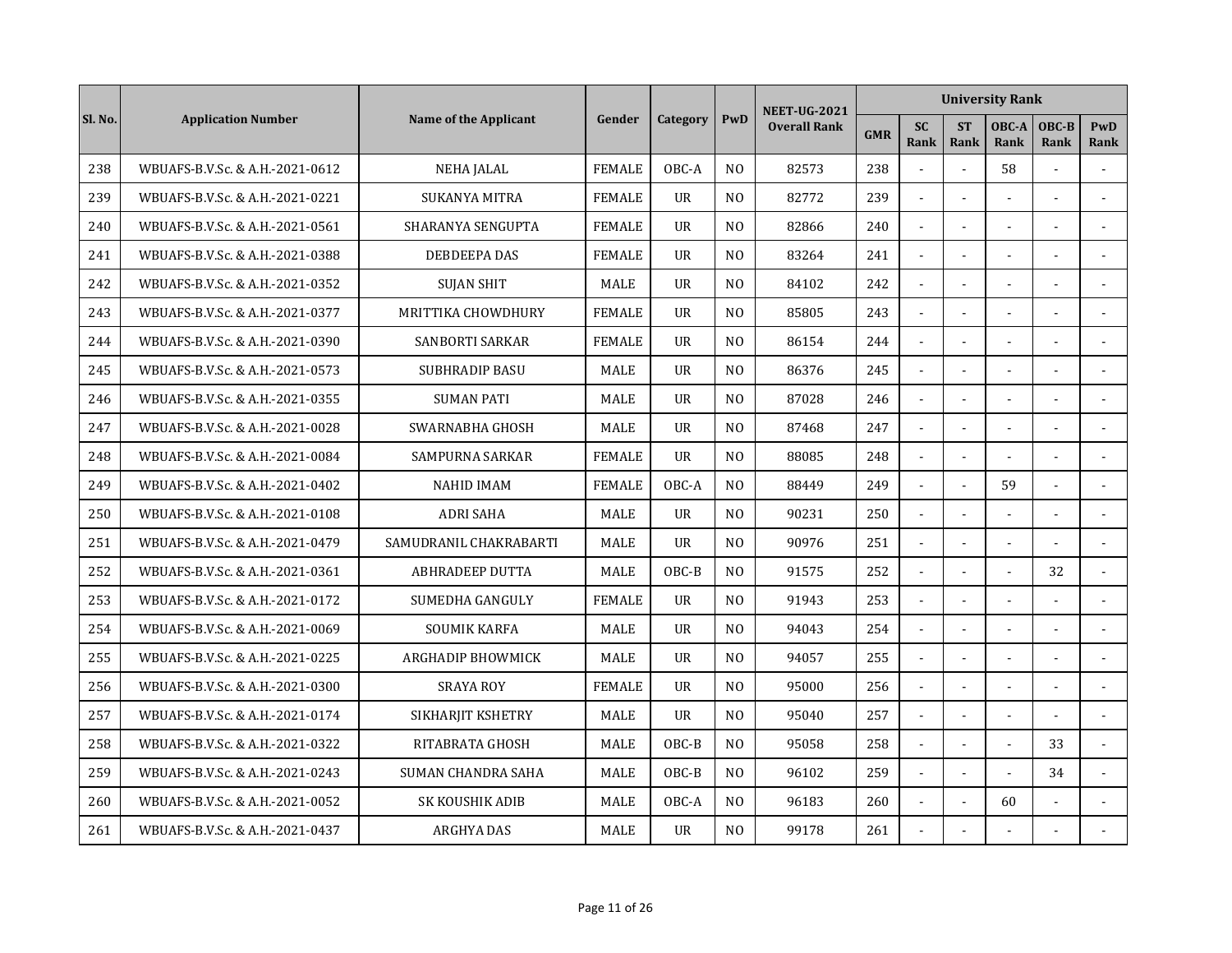| Sl. No. | Application Number | Name of the Applicant | Gender | Category | PwD | NEET-UG-2021 Overall Rank | University Rank | | | | | |
|---|---|---|---|---|---|---|---|---|---|---|---|---|
| | | | | | | | GMR | SC Rank | ST Rank | OBC-A Rank | OBC-B Rank | PwD Rank |
| 238 | WBUAFS-B.V.Sc. & A.H.-2021-0612 | NEHA JALAL | FEMALE | OBC-A | NO | 82573 | 238 | - | - | 58 | - | - |
| 239 | WBUAFS-B.V.Sc. & A.H.-2021-0221 | SUKANYA MITRA | FEMALE | UR | NO | 82772 | 239 | - | - | - | - | - |
| 240 | WBUAFS-B.V.Sc. & A.H.-2021-0561 | SHARANYA SENGUPTA | FEMALE | UR | NO | 82866 | 240 | - | - | - | - | - |
| 241 | WBUAFS-B.V.Sc. & A.H.-2021-0388 | DEBDEEPA DAS | FEMALE | UR | NO | 83264 | 241 | - | - | - | - | - |
| 242 | WBUAFS-B.V.Sc. & A.H.-2021-0352 | SUJAN SHIT | MALE | UR | NO | 84102 | 242 | - | - | - | - | - |
| 243 | WBUAFS-B.V.Sc. & A.H.-2021-0377 | MRITTIKA CHOWDHURY | FEMALE | UR | NO | 85805 | 243 | - | - | - | - | - |
| 244 | WBUAFS-B.V.Sc. & A.H.-2021-0390 | SANBORTI SARKAR | FEMALE | UR | NO | 86154 | 244 | - | - | - | - | - |
| 245 | WBUAFS-B.V.Sc. & A.H.-2021-0573 | SUBHRADIP BASU | MALE | UR | NO | 86376 | 245 | - | - | - | - | - |
| 246 | WBUAFS-B.V.Sc. & A.H.-2021-0355 | SUMAN PATI | MALE | UR | NO | 87028 | 246 | - | - | - | - | - |
| 247 | WBUAFS-B.V.Sc. & A.H.-2021-0028 | SWARNABHA GHOSH | MALE | UR | NO | 87468 | 247 | - | - | - | - | - |
| 248 | WBUAFS-B.V.Sc. & A.H.-2021-0084 | SAMPURNA SARKAR | FEMALE | UR | NO | 88085 | 248 | - | - | - | - | - |
| 249 | WBUAFS-B.V.Sc. & A.H.-2021-0402 | NAHID IMAM | FEMALE | OBC-A | NO | 88449 | 249 | - | - | 59 | - | - |
| 250 | WBUAFS-B.V.Sc. & A.H.-2021-0108 | ADRI SAHA | MALE | UR | NO | 90231 | 250 | - | - | - | - | - |
| 251 | WBUAFS-B.V.Sc. & A.H.-2021-0479 | SAMUDRANIL CHAKRABARTI | MALE | UR | NO | 90976 | 251 | - | - | - | - | - |
| 252 | WBUAFS-B.V.Sc. & A.H.-2021-0361 | ABHRADEEP DUTTA | MALE | OBC-B | NO | 91575 | 252 | - | - | - | 32 | - |
| 253 | WBUAFS-B.V.Sc. & A.H.-2021-0172 | SUMEDHA GANGULY | FEMALE | UR | NO | 91943 | 253 | - | - | - | - | - |
| 254 | WBUAFS-B.V.Sc. & A.H.-2021-0069 | SOUMIK KARFA | MALE | UR | NO | 94043 | 254 | - | - | - | - | - |
| 255 | WBUAFS-B.V.Sc. & A.H.-2021-0225 | ARGHADIP BHOWMICK | MALE | UR | NO | 94057 | 255 | - | - | - | - | - |
| 256 | WBUAFS-B.V.Sc. & A.H.-2021-0300 | SRAYA ROY | FEMALE | UR | NO | 95000 | 256 | - | - | - | - | - |
| 257 | WBUAFS-B.V.Sc. & A.H.-2021-0174 | SIKHARJIT KSHETRY | MALE | UR | NO | 95040 | 257 | - | - | - | - | - |
| 258 | WBUAFS-B.V.Sc. & A.H.-2021-0322 | RITABRATA GHOSH | MALE | OBC-B | NO | 95058 | 258 | - | - | - | 33 | - |
| 259 | WBUAFS-B.V.Sc. & A.H.-2021-0243 | SUMAN CHANDRA SAHA | MALE | OBC-B | NO | 96102 | 259 | - | - | - | 34 | - |
| 260 | WBUAFS-B.V.Sc. & A.H.-2021-0052 | SK KOUSHIK ADIB | MALE | OBC-A | NO | 96183 | 260 | - | - | 60 | - | - |
| 261 | WBUAFS-B.V.Sc. & A.H.-2021-0437 | ARGHYA DAS | MALE | UR | NO | 99178 | 261 | - | - | - | - | - |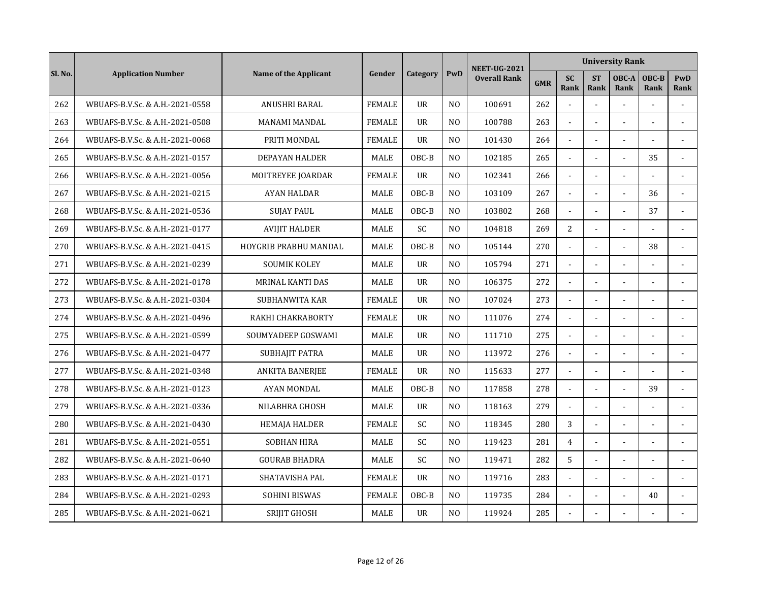| Sl. No. | Application Number | Name of the Applicant | Gender | Category | PwD | NEET-UG-2021 Overall Rank | University Rank | | | | | |
|---|---|---|---|---|---|---|---|---|---|---|---|---|
| | | | | | | | GMR | SC Rank | ST Rank | OBC-A Rank | OBC-B Rank | PwD Rank |
| 262 | WBUAFS-B.V.Sc. & A.H.-2021-0558 | ANUSHRI BARAL | FEMALE | UR | NO | 100691 | 262 | - | - | - | - | - |
| 263 | WBUAFS-B.V.Sc. & A.H.-2021-0508 | MANAMI MANDAL | FEMALE | UR | NO | 100788 | 263 | - | - | - | - | - |
| 264 | WBUAFS-B.V.Sc. & A.H.-2021-0068 | PRITI MONDAL | FEMALE | UR | NO | 101430 | 264 | - | - | - | - | - |
| 265 | WBUAFS-B.V.Sc. & A.H.-2021-0157 | DEPAYAN HALDER | MALE | OBC-B | NO | 102185 | 265 | - | - | - | 35 | - |
| 266 | WBUAFS-B.V.Sc. & A.H.-2021-0056 | MOITREYEE JOARDAR | FEMALE | UR | NO | 102341 | 266 | - | - | - | - | - |
| 267 | WBUAFS-B.V.Sc. & A.H.-2021-0215 | AYAN HALDAR | MALE | OBC-B | NO | 103109 | 267 | - | - | - | 36 | - |
| 268 | WBUAFS-B.V.Sc. & A.H.-2021-0536 | SUJAY PAUL | MALE | OBC-B | NO | 103802 | 268 | - | - | - | 37 | - |
| 269 | WBUAFS-B.V.Sc. & A.H.-2021-0177 | AVIJIT HALDER | MALE | SC | NO | 104818 | 269 | 2 | - | - | - | - |
| 270 | WBUAFS-B.V.Sc. & A.H.-2021-0415 | HOYGRIB PRABHU MANDAL | MALE | OBC-B | NO | 105144 | 270 | - | - | - | 38 | - |
| 271 | WBUAFS-B.V.Sc. & A.H.-2021-0239 | SOUMIK KOLEY | MALE | UR | NO | 105794 | 271 | - | - | - | - | - |
| 272 | WBUAFS-B.V.Sc. & A.H.-2021-0178 | MRINAL KANTI DAS | MALE | UR | NO | 106375 | 272 | - | - | - | - | - |
| 273 | WBUAFS-B.V.Sc. & A.H.-2021-0304 | SUBHANWITA KAR | FEMALE | UR | NO | 107024 | 273 | - | - | - | - | - |
| 274 | WBUAFS-B.V.Sc. & A.H.-2021-0496 | RAKHI CHAKRABORTY | FEMALE | UR | NO | 111076 | 274 | - | - | - | - | - |
| 275 | WBUAFS-B.V.Sc. & A.H.-2021-0599 | SOUMYADEEP GOSWAMI | MALE | UR | NO | 111710 | 275 | - | - | - | - | - |
| 276 | WBUAFS-B.V.Sc. & A.H.-2021-0477 | SUBHAJIT PATRA | MALE | UR | NO | 113972 | 276 | - | - | - | - | - |
| 277 | WBUAFS-B.V.Sc. & A.H.-2021-0348 | ANKITA BANERJEE | FEMALE | UR | NO | 115633 | 277 | - | - | - | - | - |
| 278 | WBUAFS-B.V.Sc. & A.H.-2021-0123 | AYAN MONDAL | MALE | OBC-B | NO | 117858 | 278 | - | - | - | 39 | - |
| 279 | WBUAFS-B.V.Sc. & A.H.-2021-0336 | NILABHRA GHOSH | MALE | UR | NO | 118163 | 279 | - | - | - | - | - |
| 280 | WBUAFS-B.V.Sc. & A.H.-2021-0430 | HEMAJA HALDER | FEMALE | SC | NO | 118345 | 280 | 3 | - | - | - | - |
| 281 | WBUAFS-B.V.Sc. & A.H.-2021-0551 | SOBHAN HIRA | MALE | SC | NO | 119423 | 281 | 4 | - | - | - | - |
| 282 | WBUAFS-B.V.Sc. & A.H.-2021-0640 | GOURAB BHADRA | MALE | SC | NO | 119471 | 282 | 5 | - | - | - | - |
| 283 | WBUAFS-B.V.Sc. & A.H.-2021-0171 | SHATAVISHA PAL | FEMALE | UR | NO | 119716 | 283 | - | - | - | - | - |
| 284 | WBUAFS-B.V.Sc. & A.H.-2021-0293 | SOHINI BISWAS | FEMALE | OBC-B | NO | 119735 | 284 | - | - | - | 40 | - |
| 285 | WBUAFS-B.V.Sc. & A.H.-2021-0621 | SRIJIT GHOSH | MALE | UR | NO | 119924 | 285 | - | - | - | - | - |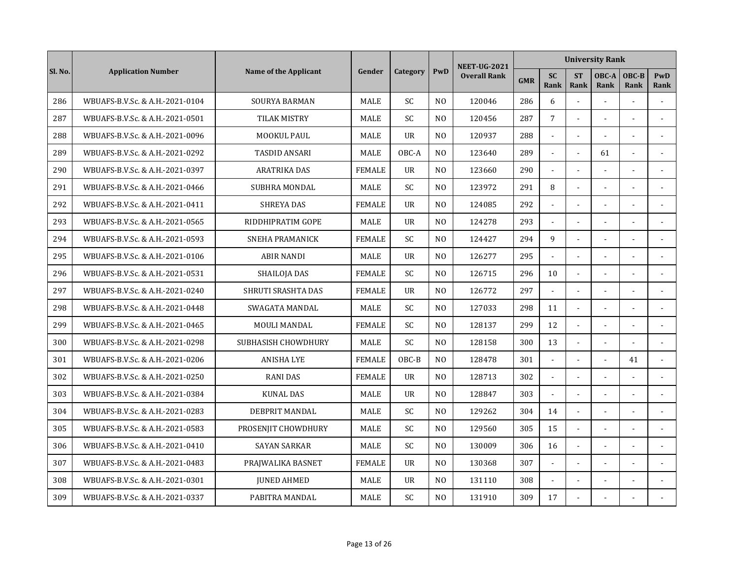| Sl. No. | Application Number | Name of the Applicant | Gender | Category | PwD | NEET-UG-2021 Overall Rank | University Rank | | | | | |
|---|---|---|---|---|---|---|---|---|---|---|---|---|
| | | | | | | | GMR | SC Rank | ST Rank | OBC-A Rank | OBC-B Rank | PwD Rank |
| 286 | WBUAFS-B.V.Sc. & A.H.-2021-0104 | SOURYA BARMAN | MALE | SC | NO | 120046 | 286 | 6 | - | - | - | - |
| 287 | WBUAFS-B.V.Sc. & A.H.-2021-0501 | TILAK MISTRY | MALE | SC | NO | 120456 | 287 | 7 | - | - | - | - |
| 288 | WBUAFS-B.V.Sc. & A.H.-2021-0096 | MOOKUL PAUL | MALE | UR | NO | 120937 | 288 | - | - | - | - | - |
| 289 | WBUAFS-B.V.Sc. & A.H.-2021-0292 | TASDID ANSARI | MALE | OBC-A | NO | 123640 | 289 | - | - | 61 | - | - |
| 290 | WBUAFS-B.V.Sc. & A.H.-2021-0397 | ARATRIKA DAS | FEMALE | UR | NO | 123660 | 290 | - | - | - | - | - |
| 291 | WBUAFS-B.V.Sc. & A.H.-2021-0466 | SUBHRA MONDAL | MALE | SC | NO | 123972 | 291 | 8 | - | - | - | - |
| 292 | WBUAFS-B.V.Sc. & A.H.-2021-0411 | SHREYA DAS | FEMALE | UR | NO | 124085 | 292 | - | - | - | - | - |
| 293 | WBUAFS-B.V.Sc. & A.H.-2021-0565 | RIDDHIPRATIM GOPE | MALE | UR | NO | 124278 | 293 | - | - | - | - | - |
| 294 | WBUAFS-B.V.Sc. & A.H.-2021-0593 | SNEHA PRAMANICK | FEMALE | SC | NO | 124427 | 294 | 9 | - | - | - | - |
| 295 | WBUAFS-B.V.Sc. & A.H.-2021-0106 | ABIR NANDI | MALE | UR | NO | 126277 | 295 | - | - | - | - | - |
| 296 | WBUAFS-B.V.Sc. & A.H.-2021-0531 | SHAILOJA DAS | FEMALE | SC | NO | 126715 | 296 | 10 | - | - | - | - |
| 297 | WBUAFS-B.V.Sc. & A.H.-2021-0240 | SHRUTI SRASHTA DAS | FEMALE | UR | NO | 126772 | 297 | - | - | - | - | - |
| 298 | WBUAFS-B.V.Sc. & A.H.-2021-0448 | SWAGATA MANDAL | MALE | SC | NO | 127033 | 298 | 11 | - | - | - | - |
| 299 | WBUAFS-B.V.Sc. & A.H.-2021-0465 | MOULI MANDAL | FEMALE | SC | NO | 128137 | 299 | 12 | - | - | - | - |
| 300 | WBUAFS-B.V.Sc. & A.H.-2021-0298 | SUBHASISH CHOWDHURY | MALE | SC | NO | 128158 | 300 | 13 | - | - | - | - |
| 301 | WBUAFS-B.V.Sc. & A.H.-2021-0206 | ANISHA LYE | FEMALE | OBC-B | NO | 128478 | 301 | - | - | - | 41 | - |
| 302 | WBUAFS-B.V.Sc. & A.H.-2021-0250 | RANI DAS | FEMALE | UR | NO | 128713 | 302 | - | - | - | - | - |
| 303 | WBUAFS-B.V.Sc. & A.H.-2021-0384 | KUNAL DAS | MALE | UR | NO | 128847 | 303 | - | - | - | - | - |
| 304 | WBUAFS-B.V.Sc. & A.H.-2021-0283 | DEBPRIT MANDAL | MALE | SC | NO | 129262 | 304 | 14 | - | - | - | - |
| 305 | WBUAFS-B.V.Sc. & A.H.-2021-0583 | PROSENJIT CHOWDHURY | MALE | SC | NO | 129560 | 305 | 15 | - | - | - | - |
| 306 | WBUAFS-B.V.Sc. & A.H.-2021-0410 | SAYAN SARKAR | MALE | SC | NO | 130009 | 306 | 16 | - | - | - | - |
| 307 | WBUAFS-B.V.Sc. & A.H.-2021-0483 | PRAJWALIKA BASNET | FEMALE | UR | NO | 130368 | 307 | - | - | - | - | - |
| 308 | WBUAFS-B.V.Sc. & A.H.-2021-0301 | JUNED AHMED | MALE | UR | NO | 131110 | 308 | - | - | - | - | - |
| 309 | WBUAFS-B.V.Sc. & A.H.-2021-0337 | PABITRA MANDAL | MALE | SC | NO | 131910 | 309 | 17 | - | - | - | - |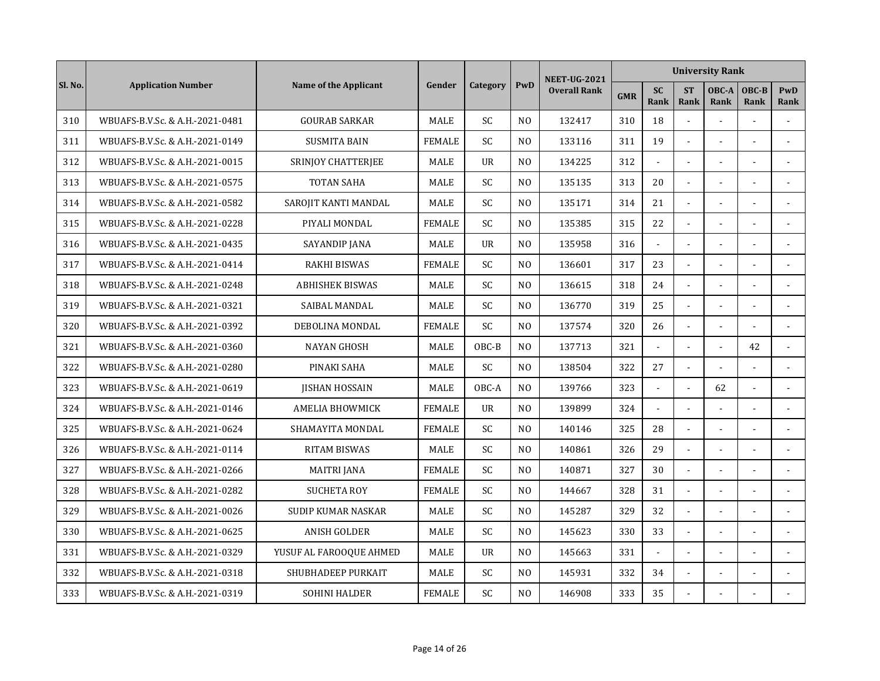| Sl. No. | Application Number | Name of the Applicant | Gender | Category | PwD | NEET-UG-2021 Overall Rank | University Rank | | | | | |
|---|---|---|---|---|---|---|---|---|---|---|---|---|
| | | | | | | | GMR | SC Rank | ST Rank | OBC-A Rank | OBC-B Rank | PwD Rank |
| 310 | WBUAFS-B.V.Sc. & A.H.-2021-0481 | GOURAB SARKAR | MALE | SC | NO | 132417 | 310 | 18 | - | - | - | - |
| 311 | WBUAFS-B.V.Sc. & A.H.-2021-0149 | SUSMITA BAIN | FEMALE | SC | NO | 133116 | 311 | 19 | - | - | - | - |
| 312 | WBUAFS-B.V.Sc. & A.H.-2021-0015 | SRINJOY CHATTERJEE | MALE | UR | NO | 134225 | 312 | - | - | - | - | - |
| 313 | WBUAFS-B.V.Sc. & A.H.-2021-0575 | TOTAN SAHA | MALE | SC | NO | 135135 | 313 | 20 | - | - | - | - |
| 314 | WBUAFS-B.V.Sc. & A.H.-2021-0582 | SAROJIT KANTI MANDAL | MALE | SC | NO | 135171 | 314 | 21 | - | - | - | - |
| 315 | WBUAFS-B.V.Sc. & A.H.-2021-0228 | PIYALI MONDAL | FEMALE | SC | NO | 135385 | 315 | 22 | - | - | - | - |
| 316 | WBUAFS-B.V.Sc. & A.H.-2021-0435 | SAYANDIP JANA | MALE | UR | NO | 135958 | 316 | - | - | - | - | - |
| 317 | WBUAFS-B.V.Sc. & A.H.-2021-0414 | RAKHI BISWAS | FEMALE | SC | NO | 136601 | 317 | 23 | - | - | - | - |
| 318 | WBUAFS-B.V.Sc. & A.H.-2021-0248 | ABHISHEK BISWAS | MALE | SC | NO | 136615 | 318 | 24 | - | - | - | - |
| 319 | WBUAFS-B.V.Sc. & A.H.-2021-0321 | SAIBAL MANDAL | MALE | SC | NO | 136770 | 319 | 25 | - | - | - | - |
| 320 | WBUAFS-B.V.Sc. & A.H.-2021-0392 | DEBOLINA MONDAL | FEMALE | SC | NO | 137574 | 320 | 26 | - | - | - | - |
| 321 | WBUAFS-B.V.Sc. & A.H.-2021-0360 | NAYAN GHOSH | MALE | OBC-B | NO | 137713 | 321 | - | - | - | 42 | - |
| 322 | WBUAFS-B.V.Sc. & A.H.-2021-0280 | PINAKI SAHA | MALE | SC | NO | 138504 | 322 | 27 | - | - | - | - |
| 323 | WBUAFS-B.V.Sc. & A.H.-2021-0619 | JISHAN HOSSAIN | MALE | OBC-A | NO | 139766 | 323 | - | - | 62 | - | - |
| 324 | WBUAFS-B.V.Sc. & A.H.-2021-0146 | AMELIA BHOWMICK | FEMALE | UR | NO | 139899 | 324 | - | - | - | - | - |
| 325 | WBUAFS-B.V.Sc. & A.H.-2021-0624 | SHAMAYITA MONDAL | FEMALE | SC | NO | 140146 | 325 | 28 | - | - | - | - |
| 326 | WBUAFS-B.V.Sc. & A.H.-2021-0114 | RITAM BISWAS | MALE | SC | NO | 140861 | 326 | 29 | - | - | - | - |
| 327 | WBUAFS-B.V.Sc. & A.H.-2021-0266 | MAITRI JANA | FEMALE | SC | NO | 140871 | 327 | 30 | - | - | - | - |
| 328 | WBUAFS-B.V.Sc. & A.H.-2021-0282 | SUCHETA ROY | FEMALE | SC | NO | 144667 | 328 | 31 | - | - | - | - |
| 329 | WBUAFS-B.V.Sc. & A.H.-2021-0026 | SUDIP KUMAR NASKAR | MALE | SC | NO | 145287 | 329 | 32 | - | - | - | - |
| 330 | WBUAFS-B.V.Sc. & A.H.-2021-0625 | ANISH GOLDER | MALE | SC | NO | 145623 | 330 | 33 | - | - | - | - |
| 331 | WBUAFS-B.V.Sc. & A.H.-2021-0329 | YUSUF AL FAROOQUE AHMED | MALE | UR | NO | 145663 | 331 | - | - | - | - | - |
| 332 | WBUAFS-B.V.Sc. & A.H.-2021-0318 | SHUBHADEEP PURKAIT | MALE | SC | NO | 145931 | 332 | 34 | - | - | - | - |
| 333 | WBUAFS-B.V.Sc. & A.H.-2021-0319 | SOHINI HALDER | FEMALE | SC | NO | 146908 | 333 | 35 | - | - | - | - |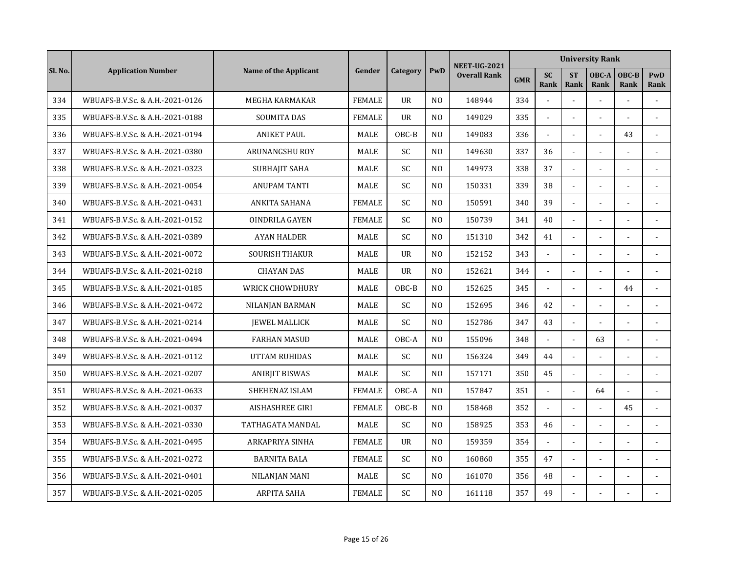| Sl. No. | Application Number | Name of the Applicant | Gender | Category | PwD | NEET-UG-2021 Overall Rank | University Rank | | | | | |
|---|---|---|---|---|---|---|---|---|---|---|---|---|
| | | | | | | | GMR | SC Rank | ST Rank | OBC-A Rank | OBC-B Rank | PwD Rank |
| 334 | WBUAFS-B.V.Sc. & A.H.-2021-0126 | MEGHA KARMAKAR | FEMALE | UR | NO | 148944 | 334 | - | - | - | - | - |
| 335 | WBUAFS-B.V.Sc. & A.H.-2021-0188 | SOUMITA DAS | FEMALE | UR | NO | 149029 | 335 | - | - | - | - | - |
| 336 | WBUAFS-B.V.Sc. & A.H.-2021-0194 | ANIKET PAUL | MALE | OBC-B | NO | 149083 | 336 | - | - | - | 43 | - |
| 337 | WBUAFS-B.V.Sc. & A.H.-2021-0380 | ARUNANGSHU ROY | MALE | SC | NO | 149630 | 337 | 36 | - | - | - | - |
| 338 | WBUAFS-B.V.Sc. & A.H.-2021-0323 | SUBHAJIT SAHA | MALE | SC | NO | 149973 | 338 | 37 | - | - | - | - |
| 339 | WBUAFS-B.V.Sc. & A.H.-2021-0054 | ANUPAM TANTI | MALE | SC | NO | 150331 | 339 | 38 | - | - | - | - |
| 340 | WBUAFS-B.V.Sc. & A.H.-2021-0431 | ANKITA SAHANA | FEMALE | SC | NO | 150591 | 340 | 39 | - | - | - | - |
| 341 | WBUAFS-B.V.Sc. & A.H.-2021-0152 | OINDRILA GAYEN | FEMALE | SC | NO | 150739 | 341 | 40 | - | - | - | - |
| 342 | WBUAFS-B.V.Sc. & A.H.-2021-0389 | AYAN HALDER | MALE | SC | NO | 151310 | 342 | 41 | - | - | - | - |
| 343 | WBUAFS-B.V.Sc. & A.H.-2021-0072 | SOURISH THAKUR | MALE | UR | NO | 152152 | 343 | - | - | - | - | - |
| 344 | WBUAFS-B.V.Sc. & A.H.-2021-0218 | CHAYAN DAS | MALE | UR | NO | 152621 | 344 | - | - | - | - | - |
| 345 | WBUAFS-B.V.Sc. & A.H.-2021-0185 | WRICK CHOWDHURY | MALE | OBC-B | NO | 152625 | 345 | - | - | - | 44 | - |
| 346 | WBUAFS-B.V.Sc. & A.H.-2021-0472 | NILANJAN BARMAN | MALE | SC | NO | 152695 | 346 | 42 | - | - | - | - |
| 347 | WBUAFS-B.V.Sc. & A.H.-2021-0214 | JEWEL MALLICK | MALE | SC | NO | 152786 | 347 | 43 | - | - | - | - |
| 348 | WBUAFS-B.V.Sc. & A.H.-2021-0494 | FARHAN MASUD | MALE | OBC-A | NO | 155096 | 348 | - | - | 63 | - | - |
| 349 | WBUAFS-B.V.Sc. & A.H.-2021-0112 | UTTAM RUHIDAS | MALE | SC | NO | 156324 | 349 | 44 | - | - | - | - |
| 350 | WBUAFS-B.V.Sc. & A.H.-2021-0207 | ANIRJIT BISWAS | MALE | SC | NO | 157171 | 350 | 45 | - | - | - | - |
| 351 | WBUAFS-B.V.Sc. & A.H.-2021-0633 | SHEHENAZ ISLAM | FEMALE | OBC-A | NO | 157847 | 351 | - | - | 64 | - | - |
| 352 | WBUAFS-B.V.Sc. & A.H.-2021-0037 | AISHASHREE GIRI | FEMALE | OBC-B | NO | 158468 | 352 | - | - | - | 45 | - |
| 353 | WBUAFS-B.V.Sc. & A.H.-2021-0330 | TATHAGATA MANDAL | MALE | SC | NO | 158925 | 353 | 46 | - | - | - | - |
| 354 | WBUAFS-B.V.Sc. & A.H.-2021-0495 | ARKAPRIYA SINHA | FEMALE | UR | NO | 159359 | 354 | - | - | - | - | - |
| 355 | WBUAFS-B.V.Sc. & A.H.-2021-0272 | BARNITA BALA | FEMALE | SC | NO | 160860 | 355 | 47 | - | - | - | - |
| 356 | WBUAFS-B.V.Sc. & A.H.-2021-0401 | NILANJAN MANI | MALE | SC | NO | 161070 | 356 | 48 | - | - | - | - |
| 357 | WBUAFS-B.V.Sc. & A.H.-2021-0205 | ARPITA SAHA | FEMALE | SC | NO | 161118 | 357 | 49 | - | - | - | - |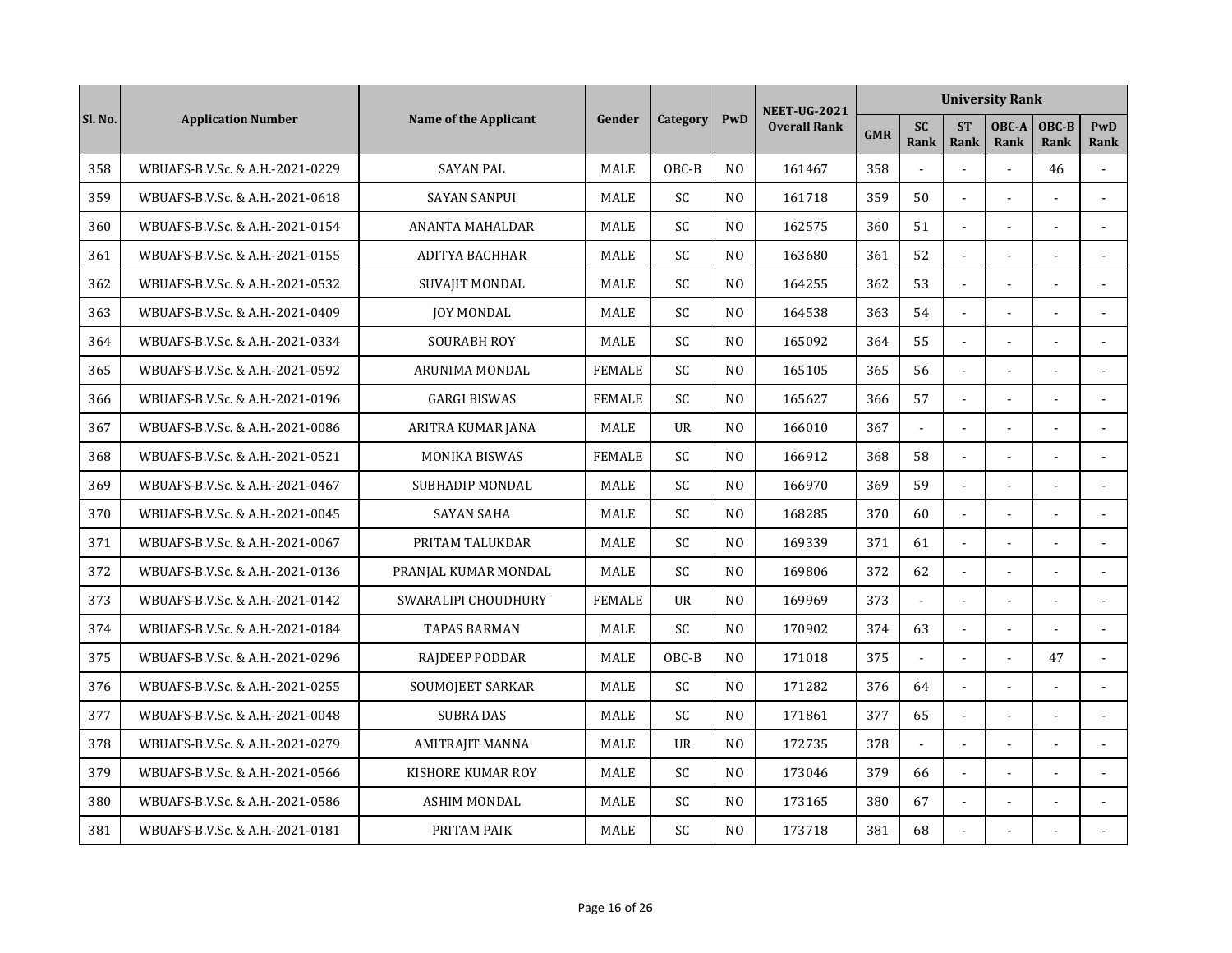| Sl. No. | Application Number | Name of the Applicant | Gender | Category | PwD | NEET-UG-2021 Overall Rank | University Rank | | | | | |
|---|---|---|---|---|---|---|---|---|---|---|---|---|
| | | | | | | | GMR | SC Rank | ST Rank | OBC-A Rank | OBC-B Rank | PwD Rank |
| 358 | WBUAFS-B.V.Sc. & A.H.-2021-0229 | SAYAN PAL | MALE | OBC-B | NO | 161467 | 358 | - | - | - | 46 | - |
| 359 | WBUAFS-B.V.Sc. & A.H.-2021-0618 | SAYAN SANPUI | MALE | SC | NO | 161718 | 359 | 50 | - | - | - | - |
| 360 | WBUAFS-B.V.Sc. & A.H.-2021-0154 | ANANTA MAHALDAR | MALE | SC | NO | 162575 | 360 | 51 | - | - | - | - |
| 361 | WBUAFS-B.V.Sc. & A.H.-2021-0155 | ADITYA BACHHAR | MALE | SC | NO | 163680 | 361 | 52 | - | - | - | - |
| 362 | WBUAFS-B.V.Sc. & A.H.-2021-0532 | SUVAJIT MONDAL | MALE | SC | NO | 164255 | 362 | 53 | - | - | - | - |
| 363 | WBUAFS-B.V.Sc. & A.H.-2021-0409 | JOY MONDAL | MALE | SC | NO | 164538 | 363 | 54 | - | - | - | - |
| 364 | WBUAFS-B.V.Sc. & A.H.-2021-0334 | SOURABH ROY | MALE | SC | NO | 165092 | 364 | 55 | - | - | - | - |
| 365 | WBUAFS-B.V.Sc. & A.H.-2021-0592 | ARUNIMA MONDAL | FEMALE | SC | NO | 165105 | 365 | 56 | - | - | - | - |
| 366 | WBUAFS-B.V.Sc. & A.H.-2021-0196 | GARGI BISWAS | FEMALE | SC | NO | 165627 | 366 | 57 | - | - | - | - |
| 367 | WBUAFS-B.V.Sc. & A.H.-2021-0086 | ARITRA KUMAR JANA | MALE | UR | NO | 166010 | 367 | - | - | - | - | - |
| 368 | WBUAFS-B.V.Sc. & A.H.-2021-0521 | MONIKA BISWAS | FEMALE | SC | NO | 166912 | 368 | 58 | - | - | - | - |
| 369 | WBUAFS-B.V.Sc. & A.H.-2021-0467 | SUBHADIP MONDAL | MALE | SC | NO | 166970 | 369 | 59 | - | - | - | - |
| 370 | WBUAFS-B.V.Sc. & A.H.-2021-0045 | SAYAN SAHA | MALE | SC | NO | 168285 | 370 | 60 | - | - | - | - |
| 371 | WBUAFS-B.V.Sc. & A.H.-2021-0067 | PRITAM TALUKDAR | MALE | SC | NO | 169339 | 371 | 61 | - | - | - | - |
| 372 | WBUAFS-B.V.Sc. & A.H.-2021-0136 | PRANJAL KUMAR MONDAL | MALE | SC | NO | 169806 | 372 | 62 | - | - | - | - |
| 373 | WBUAFS-B.V.Sc. & A.H.-2021-0142 | SWARALIPI CHOUDHURY | FEMALE | UR | NO | 169969 | 373 | - | - | - | - | - |
| 374 | WBUAFS-B.V.Sc. & A.H.-2021-0184 | TAPAS BARMAN | MALE | SC | NO | 170902 | 374 | 63 | - | - | - | - |
| 375 | WBUAFS-B.V.Sc. & A.H.-2021-0296 | RAJDEEP PODDAR | MALE | OBC-B | NO | 171018 | 375 | - | - | - | 47 | - |
| 376 | WBUAFS-B.V.Sc. & A.H.-2021-0255 | SOUMOJEET SARKAR | MALE | SC | NO | 171282 | 376 | 64 | - | - | - | - |
| 377 | WBUAFS-B.V.Sc. & A.H.-2021-0048 | SUBRA DAS | MALE | SC | NO | 171861 | 377 | 65 | - | - | - | - |
| 378 | WBUAFS-B.V.Sc. & A.H.-2021-0279 | AMITRAJIT MANNA | MALE | UR | NO | 172735 | 378 | - | - | - | - | - |
| 379 | WBUAFS-B.V.Sc. & A.H.-2021-0566 | KISHORE KUMAR ROY | MALE | SC | NO | 173046 | 379 | 66 | - | - | - | - |
| 380 | WBUAFS-B.V.Sc. & A.H.-2021-0586 | ASHIM MONDAL | MALE | SC | NO | 173165 | 380 | 67 | - | - | - | - |
| 381 | WBUAFS-B.V.Sc. & A.H.-2021-0181 | PRITAM PAIK | MALE | SC | NO | 173718 | 381 | 68 | - | - | - | - |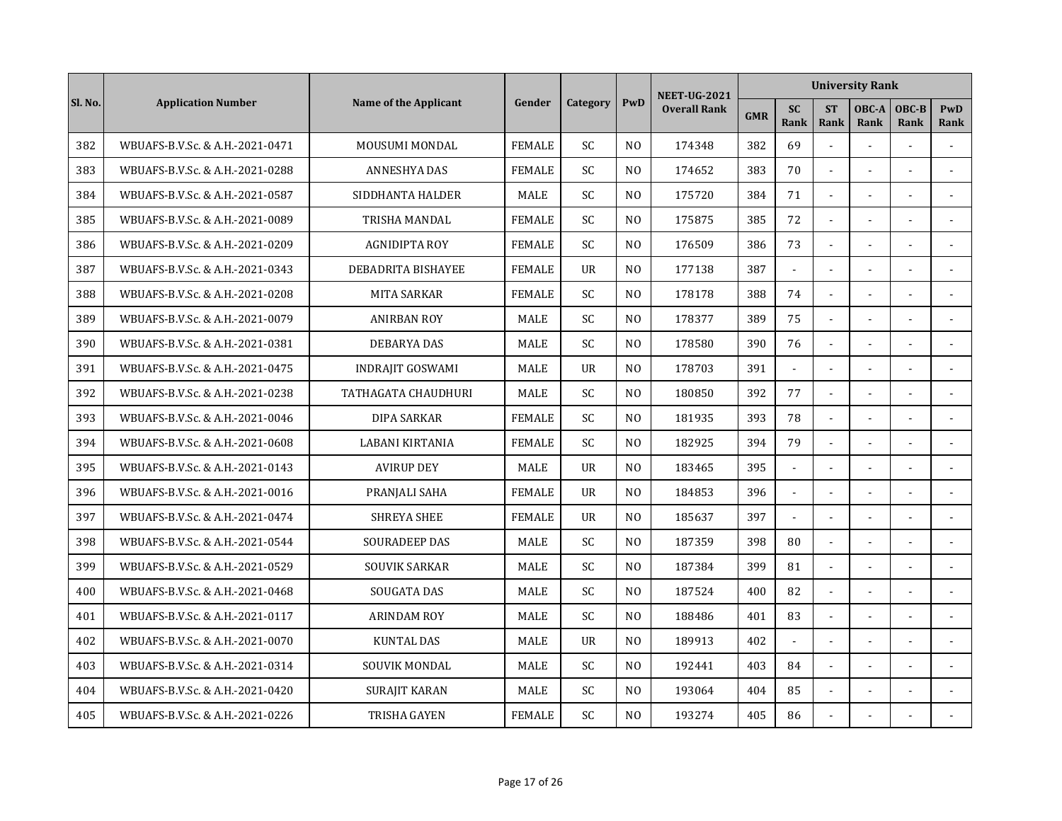| Sl. No. | Application Number | Name of the Applicant | Gender | Category | PwD | NEET-UG-2021 Overall Rank | University Rank | | | | | |
|---|---|---|---|---|---|---|---|---|---|---|---|---|
| | | | | | | | GMR | SC Rank | ST Rank | OBC-A Rank | OBC-B Rank | PwD Rank |
| 382 | WBUAFS-B.V.Sc. & A.H.-2021-0471 | MOUSUMI MONDAL | FEMALE | SC | NO | 174348 | 382 | 69 | - | - | - | - |
| 383 | WBUAFS-B.V.Sc. & A.H.-2021-0288 | ANNESHYA DAS | FEMALE | SC | NO | 174652 | 383 | 70 | - | - | - | - |
| 384 | WBUAFS-B.V.Sc. & A.H.-2021-0587 | SIDDHANTA HALDER | MALE | SC | NO | 175720 | 384 | 71 | - | - | - | - |
| 385 | WBUAFS-B.V.Sc. & A.H.-2021-0089 | TRISHA MANDAL | FEMALE | SC | NO | 175875 | 385 | 72 | - | - | - | - |
| 386 | WBUAFS-B.V.Sc. & A.H.-2021-0209 | AGNIDIPTA ROY | FEMALE | SC | NO | 176509 | 386 | 73 | - | - | - | - |
| 387 | WBUAFS-B.V.Sc. & A.H.-2021-0343 | DEBADRITA BISHAYEE | FEMALE | UR | NO | 177138 | 387 | - | - | - | - | - |
| 388 | WBUAFS-B.V.Sc. & A.H.-2021-0208 | MITA SARKAR | FEMALE | SC | NO | 178178 | 388 | 74 | - | - | - | - |
| 389 | WBUAFS-B.V.Sc. & A.H.-2021-0079 | ANIRBAN ROY | MALE | SC | NO | 178377 | 389 | 75 | - | - | - | - |
| 390 | WBUAFS-B.V.Sc. & A.H.-2021-0381 | DEBARYA DAS | MALE | SC | NO | 178580 | 390 | 76 | - | - | - | - |
| 391 | WBUAFS-B.V.Sc. & A.H.-2021-0475 | INDRAJIT GOSWAMI | MALE | UR | NO | 178703 | 391 | - | - | - | - | - |
| 392 | WBUAFS-B.V.Sc. & A.H.-2021-0238 | TATHAGATA CHAUDHURI | MALE | SC | NO | 180850 | 392 | 77 | - | - | - | - |
| 393 | WBUAFS-B.V.Sc. & A.H.-2021-0046 | DIPA SARKAR | FEMALE | SC | NO | 181935 | 393 | 78 | - | - | - | - |
| 394 | WBUAFS-B.V.Sc. & A.H.-2021-0608 | LABANI KIRTANIA | FEMALE | SC | NO | 182925 | 394 | 79 | - | - | - | - |
| 395 | WBUAFS-B.V.Sc. & A.H.-2021-0143 | AVIRUP DEY | MALE | UR | NO | 183465 | 395 | - | - | - | - | - |
| 396 | WBUAFS-B.V.Sc. & A.H.-2021-0016 | PRANJALI SAHA | FEMALE | UR | NO | 184853 | 396 | - | - | - | - | - |
| 397 | WBUAFS-B.V.Sc. & A.H.-2021-0474 | SHREYA SHEE | FEMALE | UR | NO | 185637 | 397 | - | - | - | - | - |
| 398 | WBUAFS-B.V.Sc. & A.H.-2021-0544 | SOURADEEP DAS | MALE | SC | NO | 187359 | 398 | 80 | - | - | - | - |
| 399 | WBUAFS-B.V.Sc. & A.H.-2021-0529 | SOUVIK SARKAR | MALE | SC | NO | 187384 | 399 | 81 | - | - | - | - |
| 400 | WBUAFS-B.V.Sc. & A.H.-2021-0468 | SOUGATA DAS | MALE | SC | NO | 187524 | 400 | 82 | - | - | - | - |
| 401 | WBUAFS-B.V.Sc. & A.H.-2021-0117 | ARINDAM ROY | MALE | SC | NO | 188486 | 401 | 83 | - | - | - | - |
| 402 | WBUAFS-B.V.Sc. & A.H.-2021-0070 | KUNTAL DAS | MALE | UR | NO | 189913 | 402 | - | - | - | - | - |
| 403 | WBUAFS-B.V.Sc. & A.H.-2021-0314 | SOUVIK MONDAL | MALE | SC | NO | 192441 | 403 | 84 | - | - | - | - |
| 404 | WBUAFS-B.V.Sc. & A.H.-2021-0420 | SURAJIT KARAN | MALE | SC | NO | 193064 | 404 | 85 | - | - | - | - |
| 405 | WBUAFS-B.V.Sc. & A.H.-2021-0226 | TRISHA GAYEN | FEMALE | SC | NO | 193274 | 405 | 86 | - | - | - | - |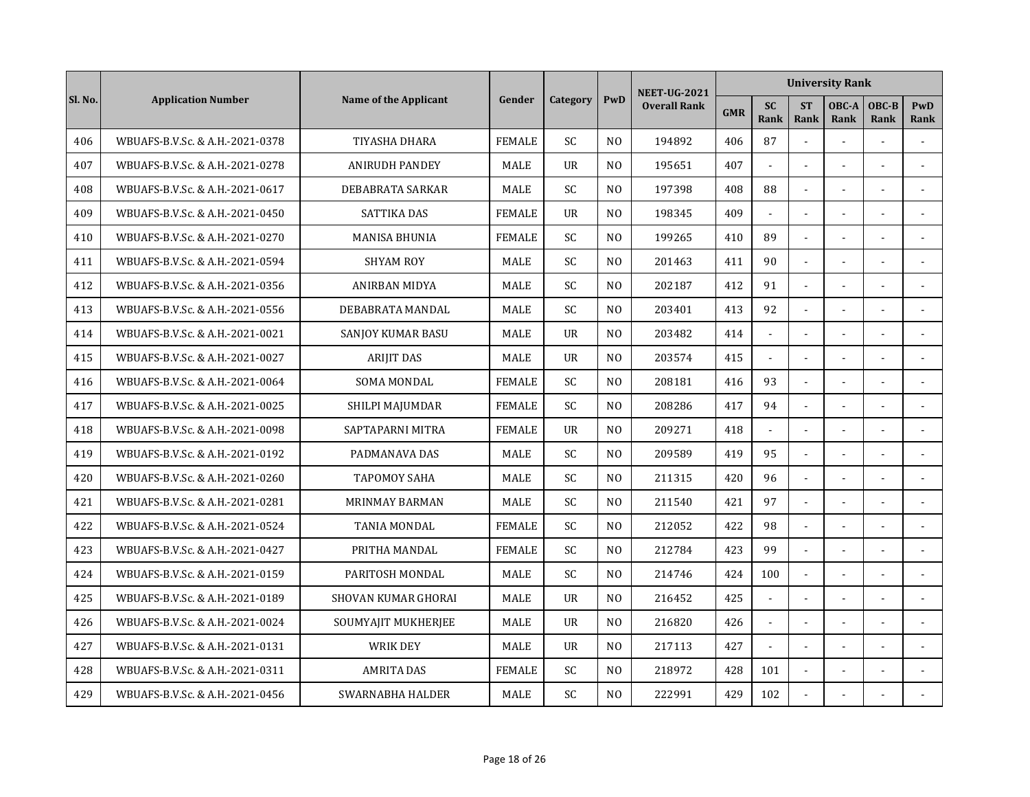| Sl. No. | Application Number | Name of the Applicant | Gender | Category | PwD | NEET-UG-2021 Overall Rank | University Rank | | | | | |
|---|---|---|---|---|---|---|---|---|---|---|---|---|
| | | | | | | | GMR | SC Rank | ST Rank | OBC-A Rank | OBC-B Rank | PwD Rank |
| 406 | WBUAFS-B.V.Sc. & A.H.-2021-0378 | TIYASHA DHARA | FEMALE | SC | NO | 194892 | 406 | 87 | - | - | - | - |
| 407 | WBUAFS-B.V.Sc. & A.H.-2021-0278 | ANIRUDH PANDEY | MALE | UR | NO | 195651 | 407 | - | - | - | - | - |
| 408 | WBUAFS-B.V.Sc. & A.H.-2021-0617 | DEBABRATA SARKAR | MALE | SC | NO | 197398 | 408 | 88 | - | - | - | - |
| 409 | WBUAFS-B.V.Sc. & A.H.-2021-0450 | SATTIKA DAS | FEMALE | UR | NO | 198345 | 409 | - | - | - | - | - |
| 410 | WBUAFS-B.V.Sc. & A.H.-2021-0270 | MANISA BHUNIA | FEMALE | SC | NO | 199265 | 410 | 89 | - | - | - | - |
| 411 | WBUAFS-B.V.Sc. & A.H.-2021-0594 | SHYAM ROY | MALE | SC | NO | 201463 | 411 | 90 | - | - | - | - |
| 412 | WBUAFS-B.V.Sc. & A.H.-2021-0356 | ANIRBAN MIDYA | MALE | SC | NO | 202187 | 412 | 91 | - | - | - | - |
| 413 | WBUAFS-B.V.Sc. & A.H.-2021-0556 | DEBABRATA MANDAL | MALE | SC | NO | 203401 | 413 | 92 | - | - | - | - |
| 414 | WBUAFS-B.V.Sc. & A.H.-2021-0021 | SANJOY KUMAR BASU | MALE | UR | NO | 203482 | 414 | - | - | - | - | - |
| 415 | WBUAFS-B.V.Sc. & A.H.-2021-0027 | ARIJIT DAS | MALE | UR | NO | 203574 | 415 | - | - | - | - | - |
| 416 | WBUAFS-B.V.Sc. & A.H.-2021-0064 | SOMA MONDAL | FEMALE | SC | NO | 208181 | 416 | 93 | - | - | - | - |
| 417 | WBUAFS-B.V.Sc. & A.H.-2021-0025 | SHILPI MAJUMDAR | FEMALE | SC | NO | 208286 | 417 | 94 | - | - | - | - |
| 418 | WBUAFS-B.V.Sc. & A.H.-2021-0098 | SAPTAPARNI MITRA | FEMALE | UR | NO | 209271 | 418 | - | - | - | - | - |
| 419 | WBUAFS-B.V.Sc. & A.H.-2021-0192 | PADMANAVA DAS | MALE | SC | NO | 209589 | 419 | 95 | - | - | - | - |
| 420 | WBUAFS-B.V.Sc. & A.H.-2021-0260 | TAPOMOY SAHA | MALE | SC | NO | 211315 | 420 | 96 | - | - | - | - |
| 421 | WBUAFS-B.V.Sc. & A.H.-2021-0281 | MRINMAY BARMAN | MALE | SC | NO | 211540 | 421 | 97 | - | - | - | - |
| 422 | WBUAFS-B.V.Sc. & A.H.-2021-0524 | TANIA MONDAL | FEMALE | SC | NO | 212052 | 422 | 98 | - | - | - | - |
| 423 | WBUAFS-B.V.Sc. & A.H.-2021-0427 | PRITHA MANDAL | FEMALE | SC | NO | 212784 | 423 | 99 | - | - | - | - |
| 424 | WBUAFS-B.V.Sc. & A.H.-2021-0159 | PARITOSH MONDAL | MALE | SC | NO | 214746 | 424 | 100 | - | - | - | - |
| 425 | WBUAFS-B.V.Sc. & A.H.-2021-0189 | SHOVAN KUMAR GHORAI | MALE | UR | NO | 216452 | 425 | - | - | - | - | - |
| 426 | WBUAFS-B.V.Sc. & A.H.-2021-0024 | SOUMYAJIT MUKHERJEE | MALE | UR | NO | 216820 | 426 | - | - | - | - | - |
| 427 | WBUAFS-B.V.Sc. & A.H.-2021-0131 | WRIK DEY | MALE | UR | NO | 217113 | 427 | - | - | - | - | - |
| 428 | WBUAFS-B.V.Sc. & A.H.-2021-0311 | AMRITA DAS | FEMALE | SC | NO | 218972 | 428 | 101 | - | - | - | - |
| 429 | WBUAFS-B.V.Sc. & A.H.-2021-0456 | SWARNABHA HALDER | MALE | SC | NO | 222991 | 429 | 102 | - | - | - | - |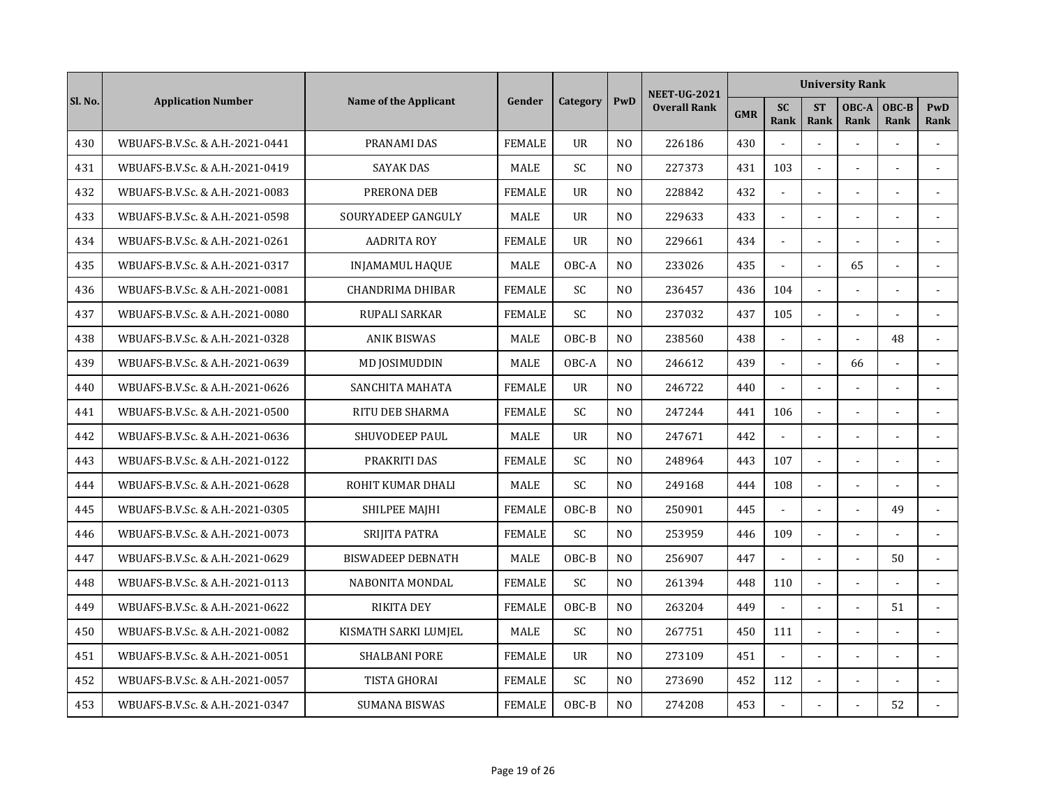| Sl. No. | Application Number | Name of the Applicant | Gender | Category | PwD | NEET-UG-2021 Overall Rank | University Rank | | | | | |
|---|---|---|---|---|---|---|---|---|---|---|---|---|
| | | | | | | | GMR | SC Rank | ST Rank | OBC-A Rank | OBC-B Rank | PwD Rank |
| 430 | WBUAFS-B.V.Sc. & A.H.-2021-0441 | PRANAMI DAS | FEMALE | UR | NO | 226186 | 430 | - | - | - | - | - |
| 431 | WBUAFS-B.V.Sc. & A.H.-2021-0419 | SAYAK DAS | MALE | SC | NO | 227373 | 431 | 103 | - | - | - | - |
| 432 | WBUAFS-B.V.Sc. & A.H.-2021-0083 | PRERONA DEB | FEMALE | UR | NO | 228842 | 432 | - | - | - | - | - |
| 433 | WBUAFS-B.V.Sc. & A.H.-2021-0598 | SOURYADEEP GANGULY | MALE | UR | NO | 229633 | 433 | - | - | - | - | - |
| 434 | WBUAFS-B.V.Sc. & A.H.-2021-0261 | AADRITA ROY | FEMALE | UR | NO | 229661 | 434 | - | - | - | - | - |
| 435 | WBUAFS-B.V.Sc. & A.H.-2021-0317 | INJAMAMUL HAQUE | MALE | OBC-A | NO | 233026 | 435 | - | - | 65 | - | - |
| 436 | WBUAFS-B.V.Sc. & A.H.-2021-0081 | CHANDRIMA DHIBAR | FEMALE | SC | NO | 236457 | 436 | 104 | - | - | - | - |
| 437 | WBUAFS-B.V.Sc. & A.H.-2021-0080 | RUPALI SARKAR | FEMALE | SC | NO | 237032 | 437 | 105 | - | - | - | - |
| 438 | WBUAFS-B.V.Sc. & A.H.-2021-0328 | ANIK BISWAS | MALE | OBC-B | NO | 238560 | 438 | - | - | - | 48 | - |
| 439 | WBUAFS-B.V.Sc. & A.H.-2021-0639 | MD JOSIMUDDIN | MALE | OBC-A | NO | 246612 | 439 | - | - | 66 | - | - |
| 440 | WBUAFS-B.V.Sc. & A.H.-2021-0626 | SANCHITA MAHATA | FEMALE | UR | NO | 246722 | 440 | - | - | - | - | - |
| 441 | WBUAFS-B.V.Sc. & A.H.-2021-0500 | RITU DEB SHARMA | FEMALE | SC | NO | 247244 | 441 | 106 | - | - | - | - |
| 442 | WBUAFS-B.V.Sc. & A.H.-2021-0636 | SHUVODEEP PAUL | MALE | UR | NO | 247671 | 442 | - | - | - | - | - |
| 443 | WBUAFS-B.V.Sc. & A.H.-2021-0122 | PRAKRITI DAS | FEMALE | SC | NO | 248964 | 443 | 107 | - | - | - | - |
| 444 | WBUAFS-B.V.Sc. & A.H.-2021-0628 | ROHIT KUMAR DHALI | MALE | SC | NO | 249168 | 444 | 108 | - | - | - | - |
| 445 | WBUAFS-B.V.Sc. & A.H.-2021-0305 | SHILPEE MAJHI | FEMALE | OBC-B | NO | 250901 | 445 | - | - | - | 49 | - |
| 446 | WBUAFS-B.V.Sc. & A.H.-2021-0073 | SRIJITA PATRA | FEMALE | SC | NO | 253959 | 446 | 109 | - | - | - | - |
| 447 | WBUAFS-B.V.Sc. & A.H.-2021-0629 | BISWADEEP DEBNATH | MALE | OBC-B | NO | 256907 | 447 | - | - | - | 50 | - |
| 448 | WBUAFS-B.V.Sc. & A.H.-2021-0113 | NABONITA MONDAL | FEMALE | SC | NO | 261394 | 448 | 110 | - | - | - | - |
| 449 | WBUAFS-B.V.Sc. & A.H.-2021-0622 | RIKITA DEY | FEMALE | OBC-B | NO | 263204 | 449 | - | - | - | 51 | - |
| 450 | WBUAFS-B.V.Sc. & A.H.-2021-0082 | KISMATH SARKI LUMJEL | MALE | SC | NO | 267751 | 450 | 111 | - | - | - | - |
| 451 | WBUAFS-B.V.Sc. & A.H.-2021-0051 | SHALBANI PORE | FEMALE | UR | NO | 273109 | 451 | - | - | - | - | - |
| 452 | WBUAFS-B.V.Sc. & A.H.-2021-0057 | TISTA GHORAI | FEMALE | SC | NO | 273690 | 452 | 112 | - | - | - | - |
| 453 | WBUAFS-B.V.Sc. & A.H.-2021-0347 | SUMANA BISWAS | FEMALE | OBC-B | NO | 274208 | 453 | - | - | - | 52 | - |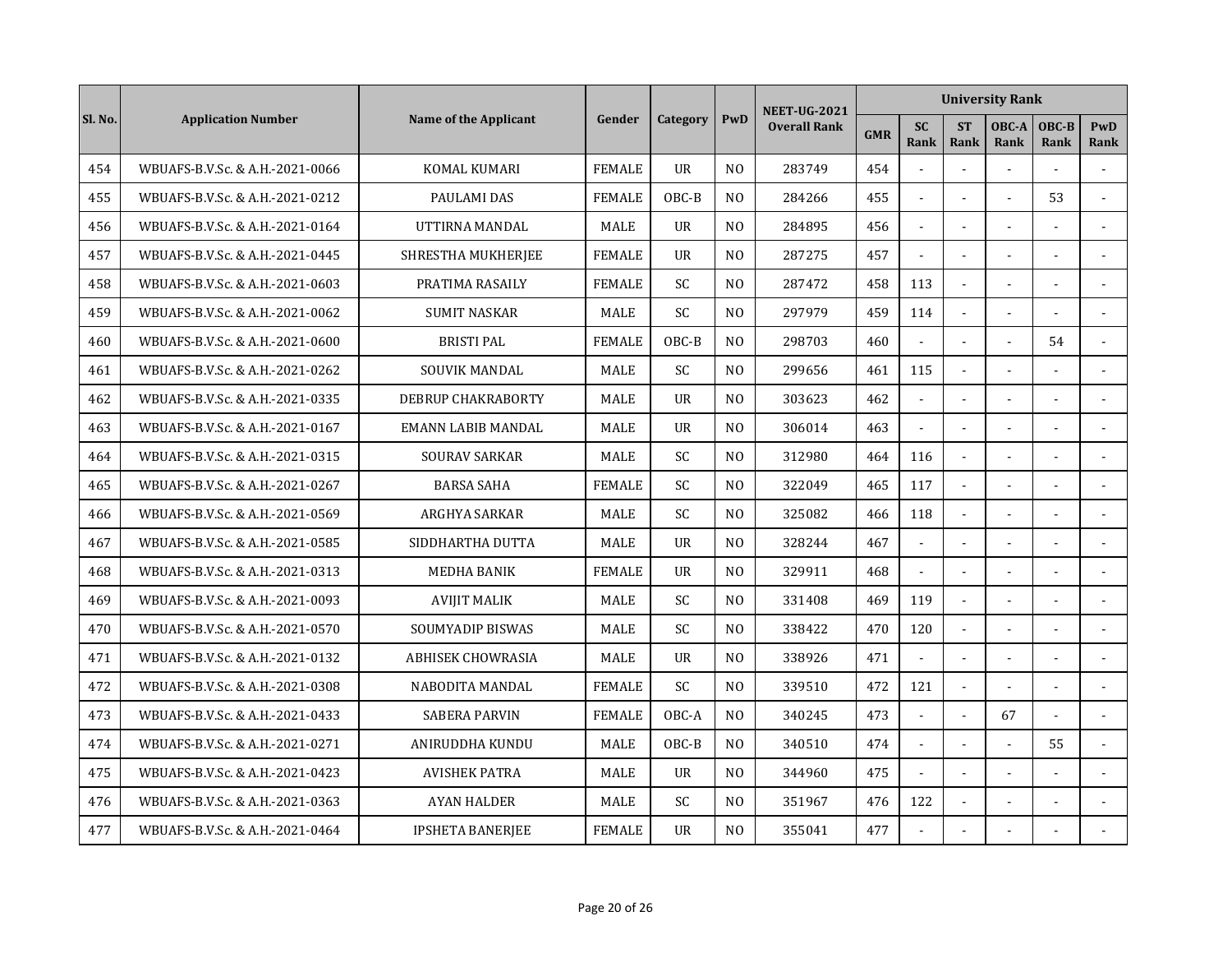| Sl. No. | Application Number | Name of the Applicant | Gender | Category | PwD | NEET-UG-2021 Overall Rank | University Rank | | | | | |
|---|---|---|---|---|---|---|---|---|---|---|---|---|
| | | | | | | | GMR | SC Rank | ST Rank | OBC-A Rank | OBC-B Rank | PwD Rank |
| 454 | WBUAFS-B.V.Sc. & A.H.-2021-0066 | KOMAL KUMARI | FEMALE | UR | NO | 283749 | 454 | - | - | - | - | - |
| 455 | WBUAFS-B.V.Sc. & A.H.-2021-0212 | PAULAMI DAS | FEMALE | OBC-B | NO | 284266 | 455 | - | - | - | 53 | - |
| 456 | WBUAFS-B.V.Sc. & A.H.-2021-0164 | UTTIRNA MANDAL | MALE | UR | NO | 284895 | 456 | - | - | - | - | - |
| 457 | WBUAFS-B.V.Sc. & A.H.-2021-0445 | SHRESTHA MUKHERJEE | FEMALE | UR | NO | 287275 | 457 | - | - | - | - | - |
| 458 | WBUAFS-B.V.Sc. & A.H.-2021-0603 | PRATIMA RASAILY | FEMALE | SC | NO | 287472 | 458 | 113 | - | - | - | - |
| 459 | WBUAFS-B.V.Sc. & A.H.-2021-0062 | SUMIT NASKAR | MALE | SC | NO | 297979 | 459 | 114 | - | - | - | - |
| 460 | WBUAFS-B.V.Sc. & A.H.-2021-0600 | BRISTI PAL | FEMALE | OBC-B | NO | 298703 | 460 | - | - | - | 54 | - |
| 461 | WBUAFS-B.V.Sc. & A.H.-2021-0262 | SOUVIK MANDAL | MALE | SC | NO | 299656 | 461 | 115 | - | - | - | - |
| 462 | WBUAFS-B.V.Sc. & A.H.-2021-0335 | DEBRUP CHAKRABORTY | MALE | UR | NO | 303623 | 462 | - | - | - | - | - |
| 463 | WBUAFS-B.V.Sc. & A.H.-2021-0167 | EMANN LABIB MANDAL | MALE | UR | NO | 306014 | 463 | - | - | - | - | - |
| 464 | WBUAFS-B.V.Sc. & A.H.-2021-0315 | SOURAV SARKAR | MALE | SC | NO | 312980 | 464 | 116 | - | - | - | - |
| 465 | WBUAFS-B.V.Sc. & A.H.-2021-0267 | BARSA SAHA | FEMALE | SC | NO | 322049 | 465 | 117 | - | - | - | - |
| 466 | WBUAFS-B.V.Sc. & A.H.-2021-0569 | ARGHYA SARKAR | MALE | SC | NO | 325082 | 466 | 118 | - | - | - | - |
| 467 | WBUAFS-B.V.Sc. & A.H.-2021-0585 | SIDDHARTHA DUTTA | MALE | UR | NO | 328244 | 467 | - | - | - | - | - |
| 468 | WBUAFS-B.V.Sc. & A.H.-2021-0313 | MEDHA BANIK | FEMALE | UR | NO | 329911 | 468 | - | - | - | - | - |
| 469 | WBUAFS-B.V.Sc. & A.H.-2021-0093 | AVIJIT MALIK | MALE | SC | NO | 331408 | 469 | 119 | - | - | - | - |
| 470 | WBUAFS-B.V.Sc. & A.H.-2021-0570 | SOUMYADIP BISWAS | MALE | SC | NO | 338422 | 470 | 120 | - | - | - | - |
| 471 | WBUAFS-B.V.Sc. & A.H.-2021-0132 | ABHISEK CHOWRASIA | MALE | UR | NO | 338926 | 471 | - | - | - | - | - |
| 472 | WBUAFS-B.V.Sc. & A.H.-2021-0308 | NABODITA MANDAL | FEMALE | SC | NO | 339510 | 472 | 121 | - | - | - | - |
| 473 | WBUAFS-B.V.Sc. & A.H.-2021-0433 | SABERA PARVIN | FEMALE | OBC-A | NO | 340245 | 473 | - | - | 67 | - | - |
| 474 | WBUAFS-B.V.Sc. & A.H.-2021-0271 | ANIRUDDHA KUNDU | MALE | OBC-B | NO | 340510 | 474 | - | - | - | 55 | - |
| 475 | WBUAFS-B.V.Sc. & A.H.-2021-0423 | AVISHEK PATRA | MALE | UR | NO | 344960 | 475 | - | - | - | - | - |
| 476 | WBUAFS-B.V.Sc. & A.H.-2021-0363 | AYAN HALDER | MALE | SC | NO | 351967 | 476 | 122 | - | - | - | - |
| 477 | WBUAFS-B.V.Sc. & A.H.-2021-0464 | IPSHETA BANERJEE | FEMALE | UR | NO | 355041 | 477 | - | - | - | - | - |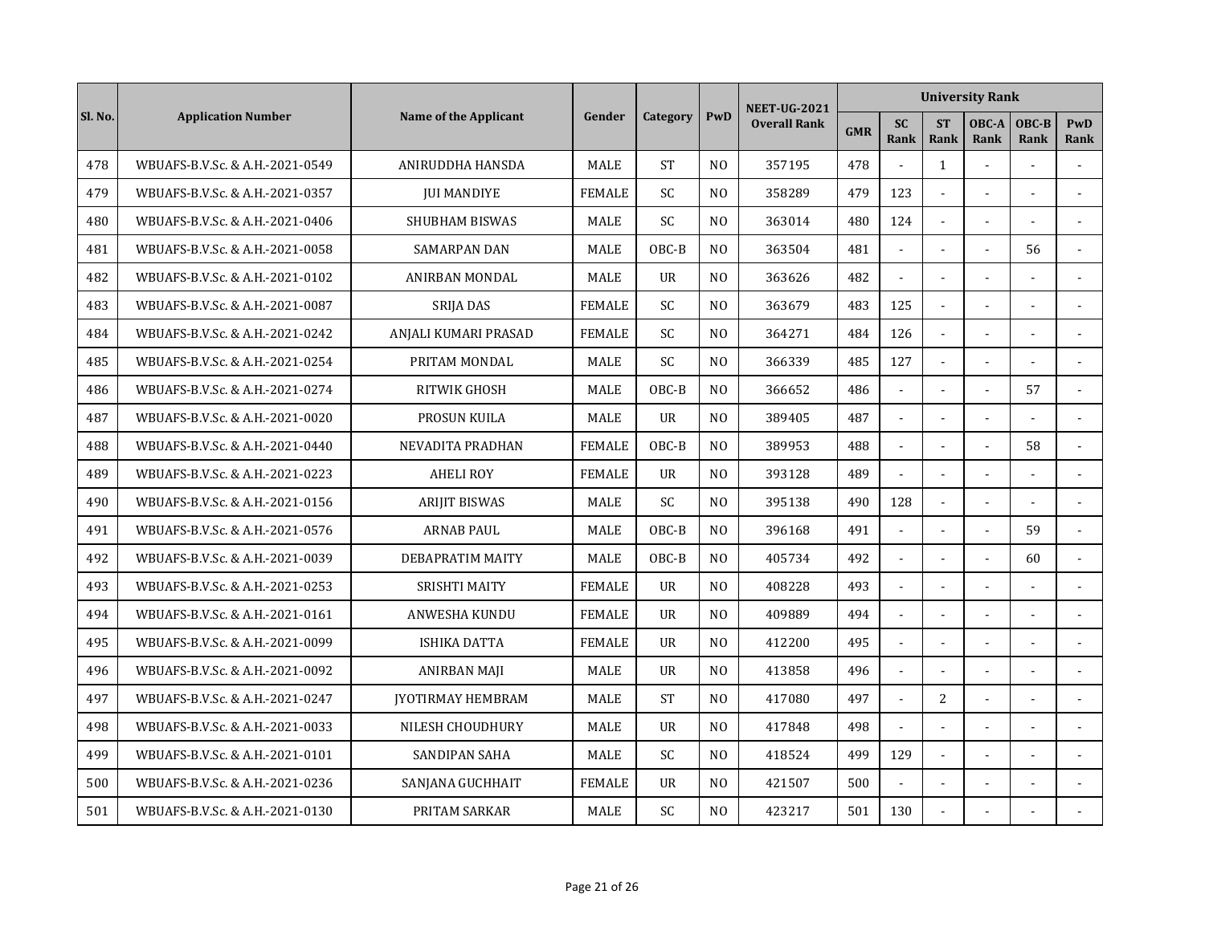| Sl. No. | Application Number | Name of the Applicant | Gender | Category | PwD | NEET-UG-2021 Overall Rank | University Rank | | | | | |
|---|---|---|---|---|---|---|---|---|---|---|---|---|
| | | | | | | | GMR | SC Rank | ST Rank | OBC-A Rank | OBC-B Rank | PwD Rank |
| 478 | WBUAFS-B.V.Sc. & A.H.-2021-0549 | ANIRUDDHA HANSDA | MALE | ST | NO | 357195 | 478 | - | 1 | - | - | - |
| 479 | WBUAFS-B.V.Sc. & A.H.-2021-0357 | JUI MANDIYE | FEMALE | SC | NO | 358289 | 479 | 123 | - | - | - | - |
| 480 | WBUAFS-B.V.Sc. & A.H.-2021-0406 | SHUBHAM BISWAS | MALE | SC | NO | 363014 | 480 | 124 | - | - | - | - |
| 481 | WBUAFS-B.V.Sc. & A.H.-2021-0058 | SAMARPAN DAN | MALE | OBC-B | NO | 363504 | 481 | - | - | - | 56 | - |
| 482 | WBUAFS-B.V.Sc. & A.H.-2021-0102 | ANIRBAN MONDAL | MALE | UR | NO | 363626 | 482 | - | - | - | - | - |
| 483 | WBUAFS-B.V.Sc. & A.H.-2021-0087 | SRIJA DAS | FEMALE | SC | NO | 363679 | 483 | 125 | - | - | - | - |
| 484 | WBUAFS-B.V.Sc. & A.H.-2021-0242 | ANJALI KUMARI PRASAD | FEMALE | SC | NO | 364271 | 484 | 126 | - | - | - | - |
| 485 | WBUAFS-B.V.Sc. & A.H.-2021-0254 | PRITAM MONDAL | MALE | SC | NO | 366339 | 485 | 127 | - | - | - | - |
| 486 | WBUAFS-B.V.Sc. & A.H.-2021-0274 | RITWIK GHOSH | MALE | OBC-B | NO | 366652 | 486 | - | - | - | 57 | - |
| 487 | WBUAFS-B.V.Sc. & A.H.-2021-0020 | PROSUN KUILA | MALE | UR | NO | 389405 | 487 | - | - | - | - | - |
| 488 | WBUAFS-B.V.Sc. & A.H.-2021-0440 | NEVADITA PRADHAN | FEMALE | OBC-B | NO | 389953 | 488 | - | - | - | 58 | - |
| 489 | WBUAFS-B.V.Sc. & A.H.-2021-0223 | AHELI ROY | FEMALE | UR | NO | 393128 | 489 | - | - | - | - | - |
| 490 | WBUAFS-B.V.Sc. & A.H.-2021-0156 | ARIJIT BISWAS | MALE | SC | NO | 395138 | 490 | 128 | - | - | - | - |
| 491 | WBUAFS-B.V.Sc. & A.H.-2021-0576 | ARNAB PAUL | MALE | OBC-B | NO | 396168 | 491 | - | - | - | 59 | - |
| 492 | WBUAFS-B.V.Sc. & A.H.-2021-0039 | DEBAPRATIM MAITY | MALE | OBC-B | NO | 405734 | 492 | - | - | - | 60 | - |
| 493 | WBUAFS-B.V.Sc. & A.H.-2021-0253 | SRISHTI MAITY | FEMALE | UR | NO | 408228 | 493 | - | - | - | - | - |
| 494 | WBUAFS-B.V.Sc. & A.H.-2021-0161 | ANWESHA KUNDU | FEMALE | UR | NO | 409889 | 494 | - | - | - | - | - |
| 495 | WBUAFS-B.V.Sc. & A.H.-2021-0099 | ISHIKA DATTA | FEMALE | UR | NO | 412200 | 495 | - | - | - | - | - |
| 496 | WBUAFS-B.V.Sc. & A.H.-2021-0092 | ANIRBAN MAJI | MALE | UR | NO | 413858 | 496 | - | - | - | - | - |
| 497 | WBUAFS-B.V.Sc. & A.H.-2021-0247 | JYOTIRMAY HEMBRAM | MALE | ST | NO | 417080 | 497 | - | 2 | - | - | - |
| 498 | WBUAFS-B.V.Sc. & A.H.-2021-0033 | NILESH CHOUDHURY | MALE | UR | NO | 417848 | 498 | - | - | - | - | - |
| 499 | WBUAFS-B.V.Sc. & A.H.-2021-0101 | SANDIPAN SAHA | MALE | SC | NO | 418524 | 499 | 129 | - | - | - | - |
| 500 | WBUAFS-B.V.Sc. & A.H.-2021-0236 | SANJANA GUCHHAIT | FEMALE | UR | NO | 421507 | 500 | - | - | - | - | - |
| 501 | WBUAFS-B.V.Sc. & A.H.-2021-0130 | PRITAM SARKAR | MALE | SC | NO | 423217 | 501 | 130 | - | - | - | - |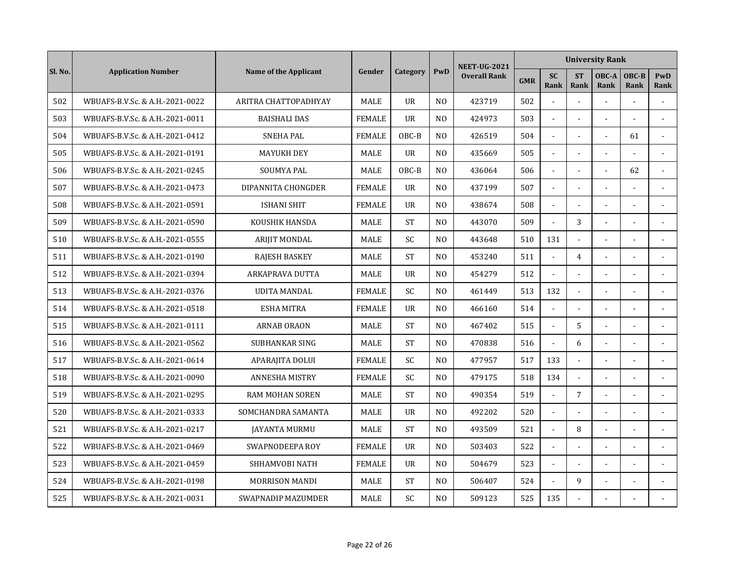| Sl. No. | Application Number | Name of the Applicant | Gender | Category | PwD | NEET-UG-2021 Overall Rank | University Rank | | | | | |
|---|---|---|---|---|---|---|---|---|---|---|---|---|
| | | | | | | | GMR | SC Rank | ST Rank | OBC-A Rank | OBC-B Rank | PwD Rank |
| 502 | WBUAFS-B.V.Sc. & A.H.-2021-0022 | ARITRA CHATTOPADHYAY | MALE | UR | NO | 423719 | 502 | - | - | - | - | - |
| 503 | WBUAFS-B.V.Sc. & A.H.-2021-0011 | BAISHALI DAS | FEMALE | UR | NO | 424973 | 503 | - | - | - | - | - |
| 504 | WBUAFS-B.V.Sc. & A.H.-2021-0412 | SNEHA PAL | FEMALE | OBC-B | NO | 426519 | 504 | - | - | - | 61 | - |
| 505 | WBUAFS-B.V.Sc. & A.H.-2021-0191 | MAYUKH DEY | MALE | UR | NO | 435669 | 505 | - | - | - | - | - |
| 506 | WBUAFS-B.V.Sc. & A.H.-2021-0245 | SOUMYA PAL | MALE | OBC-B | NO | 436064 | 506 | - | - | - | 62 | - |
| 507 | WBUAFS-B.V.Sc. & A.H.-2021-0473 | DIPANNITA CHONGDER | FEMALE | UR | NO | 437199 | 507 | - | - | - | - | - |
| 508 | WBUAFS-B.V.Sc. & A.H.-2021-0591 | ISHANI SHIT | FEMALE | UR | NO | 438674 | 508 | - | - | - | - | - |
| 509 | WBUAFS-B.V.Sc. & A.H.-2021-0590 | KOUSHIK HANSDA | MALE | ST | NO | 443070 | 509 | - | 3 | - | - | - |
| 510 | WBUAFS-B.V.Sc. & A.H.-2021-0555 | ARIJIT MONDAL | MALE | SC | NO | 443648 | 510 | 131 | - | - | - | - |
| 511 | WBUAFS-B.V.Sc. & A.H.-2021-0190 | RAJESH BASKEY | MALE | ST | NO | 453240 | 511 | - | 4 | - | - | - |
| 512 | WBUAFS-B.V.Sc. & A.H.-2021-0394 | ARKAPRAVA DUTTA | MALE | UR | NO | 454279 | 512 | - | - | - | - | - |
| 513 | WBUAFS-B.V.Sc. & A.H.-2021-0376 | UDITA MANDAL | FEMALE | SC | NO | 461449 | 513 | 132 | - | - | - | - |
| 514 | WBUAFS-B.V.Sc. & A.H.-2021-0518 | ESHA MITRA | FEMALE | UR | NO | 466160 | 514 | - | - | - | - | - |
| 515 | WBUAFS-B.V.Sc. & A.H.-2021-0111 | ARNAB ORAON | MALE | ST | NO | 467402 | 515 | - | 5 | - | - | - |
| 516 | WBUAFS-B.V.Sc. & A.H.-2021-0562 | SUBHANKAR SING | MALE | ST | NO | 470838 | 516 | - | 6 | - | - | - |
| 517 | WBUAFS-B.V.Sc. & A.H.-2021-0614 | APARAJITA DOLUI | FEMALE | SC | NO | 477957 | 517 | 133 | - | - | - | - |
| 518 | WBUAFS-B.V.Sc. & A.H.-2021-0090 | ANNESHA MISTRY | FEMALE | SC | NO | 479175 | 518 | 134 | - | - | - | - |
| 519 | WBUAFS-B.V.Sc. & A.H.-2021-0295 | RAM MOHAN SOREN | MALE | ST | NO | 490354 | 519 | - | 7 | - | - | - |
| 520 | WBUAFS-B.V.Sc. & A.H.-2021-0333 | SOMCHANDRA SAMANTA | MALE | UR | NO | 492202 | 520 | - | - | - | - | - |
| 521 | WBUAFS-B.V.Sc. & A.H.-2021-0217 | JAYANTA MURMU | MALE | ST | NO | 493509 | 521 | - | 8 | - | - | - |
| 522 | WBUAFS-B.V.Sc. & A.H.-2021-0469 | SWAPNODEEPA ROY | FEMALE | UR | NO | 503403 | 522 | - | - | - | - | - |
| 523 | WBUAFS-B.V.Sc. & A.H.-2021-0459 | SHHAMVOBI NATH | FEMALE | UR | NO | 504679 | 523 | - | - | - | - | - |
| 524 | WBUAFS-B.V.Sc. & A.H.-2021-0198 | MORRISON MANDI | MALE | ST | NO | 506407 | 524 | - | 9 | - | - | - |
| 525 | WBUAFS-B.V.Sc. & A.H.-2021-0031 | SWAPNADIP MAZUMDER | MALE | SC | NO | 509123 | 525 | 135 | - | - | - | - |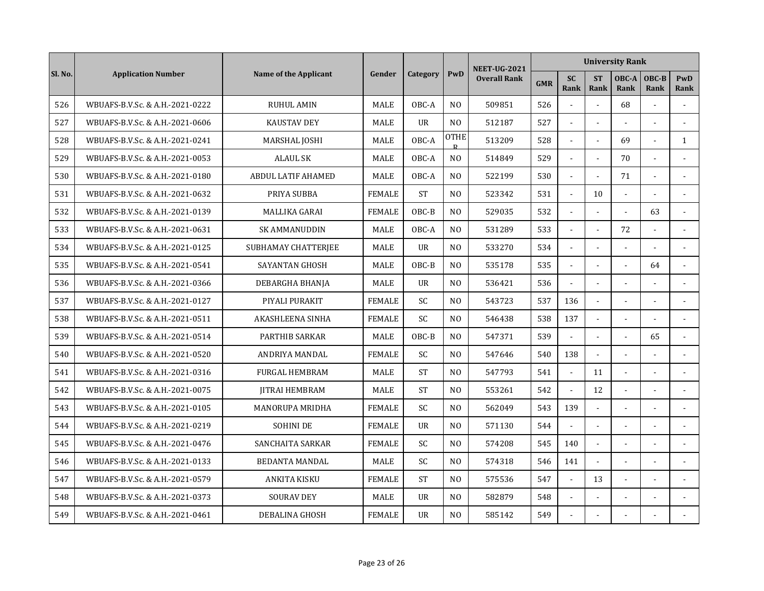| Sl. No. | Application Number | Name of the Applicant | Gender | Category | PwD | NEET-UG-2021 Overall Rank | University Rank | | | | | |
|---|---|---|---|---|---|---|---|---|---|---|---|---|
| | | | | | | | GMR | SC Rank | ST Rank | OBC-A Rank | OBC-B Rank | PwD Rank |
| 526 | WBUAFS-B.V.Sc. & A.H.-2021-0222 | RUHUL AMIN | MALE | OBC-A | NO | 509851 | 526 | - | - | 68 | - | - |
| 527 | WBUAFS-B.V.Sc. & A.H.-2021-0606 | KAUSTAV DEY | MALE | UR | NO | 512187 | 527 | - | - | - | - | - |
| 528 | WBUAFS-B.V.Sc. & A.H.-2021-0241 | MARSHAL JOSHI | MALE | OBC-A | OTHER | 513209 | 528 | - | - | 69 | - | 1 |
| 529 | WBUAFS-B.V.Sc. & A.H.-2021-0053 | ALAUL SK | MALE | OBC-A | NO | 514849 | 529 | - | - | 70 | - | - |
| 530 | WBUAFS-B.V.Sc. & A.H.-2021-0180 | ABDUL LATIF AHAMED | MALE | OBC-A | NO | 522199 | 530 | - | - | 71 | - | - |
| 531 | WBUAFS-B.V.Sc. & A.H.-2021-0632 | PRIYA SUBBA | FEMALE | ST | NO | 523342 | 531 | - | 10 | - | - | - |
| 532 | WBUAFS-B.V.Sc. & A.H.-2021-0139 | MALLIKA GARAI | FEMALE | OBC-B | NO | 529035 | 532 | - | - | - | 63 | - |
| 533 | WBUAFS-B.V.Sc. & A.H.-2021-0631 | SK AMMANUDDIN | MALE | OBC-A | NO | 531289 | 533 | - | - | 72 | - | - |
| 534 | WBUAFS-B.V.Sc. & A.H.-2021-0125 | SUBHAMAY CHATTERJEE | MALE | UR | NO | 533270 | 534 | - | - | - | - | - |
| 535 | WBUAFS-B.V.Sc. & A.H.-2021-0541 | SAYANTAN GHOSH | MALE | OBC-B | NO | 535178 | 535 | - | - | - | 64 | - |
| 536 | WBUAFS-B.V.Sc. & A.H.-2021-0366 | DEBARGHA BHANJA | MALE | UR | NO | 536421 | 536 | - | - | - | - | - |
| 537 | WBUAFS-B.V.Sc. & A.H.-2021-0127 | PIYALI PURAKIT | FEMALE | SC | NO | 543723 | 537 | 136 | - | - | - | - |
| 538 | WBUAFS-B.V.Sc. & A.H.-2021-0511 | AKASHLEENA SINHA | FEMALE | SC | NO | 546438 | 538 | 137 | - | - | - | - |
| 539 | WBUAFS-B.V.Sc. & A.H.-2021-0514 | PARTHIB SARKAR | MALE | OBC-B | NO | 547371 | 539 | - | - | - | 65 | - |
| 540 | WBUAFS-B.V.Sc. & A.H.-2021-0520 | ANDRIYA MANDAL | FEMALE | SC | NO | 547646 | 540 | 138 | - | - | - | - |
| 541 | WBUAFS-B.V.Sc. & A.H.-2021-0316 | FURGAL HEMBRAM | MALE | ST | NO | 547793 | 541 | - | 11 | - | - | - |
| 542 | WBUAFS-B.V.Sc. & A.H.-2021-0075 | JITRAI HEMBRAM | MALE | ST | NO | 553261 | 542 | - | 12 | - | - | - |
| 543 | WBUAFS-B.V.Sc. & A.H.-2021-0105 | MANORUPA MRIDHA | FEMALE | SC | NO | 562049 | 543 | 139 | - | - | - | - |
| 544 | WBUAFS-B.V.Sc. & A.H.-2021-0219 | SOHINI DE | FEMALE | UR | NO | 571130 | 544 | - | - | - | - | - |
| 545 | WBUAFS-B.V.Sc. & A.H.-2021-0476 | SANCHAITA SARKAR | FEMALE | SC | NO | 574208 | 545 | 140 | - | - | - | - |
| 546 | WBUAFS-B.V.Sc. & A.H.-2021-0133 | BEDANTA MANDAL | MALE | SC | NO | 574318 | 546 | 141 | - | - | - | - |
| 547 | WBUAFS-B.V.Sc. & A.H.-2021-0579 | ANKITA KISKU | FEMALE | ST | NO | 575536 | 547 | - | 13 | - | - | - |
| 548 | WBUAFS-B.V.Sc. & A.H.-2021-0373 | SOURAV DEY | MALE | UR | NO | 582879 | 548 | - | - | - | - | - |
| 549 | WBUAFS-B.V.Sc. & A.H.-2021-0461 | DEBALINA GHOSH | FEMALE | UR | NO | 585142 | 549 | - | - | - | - | - |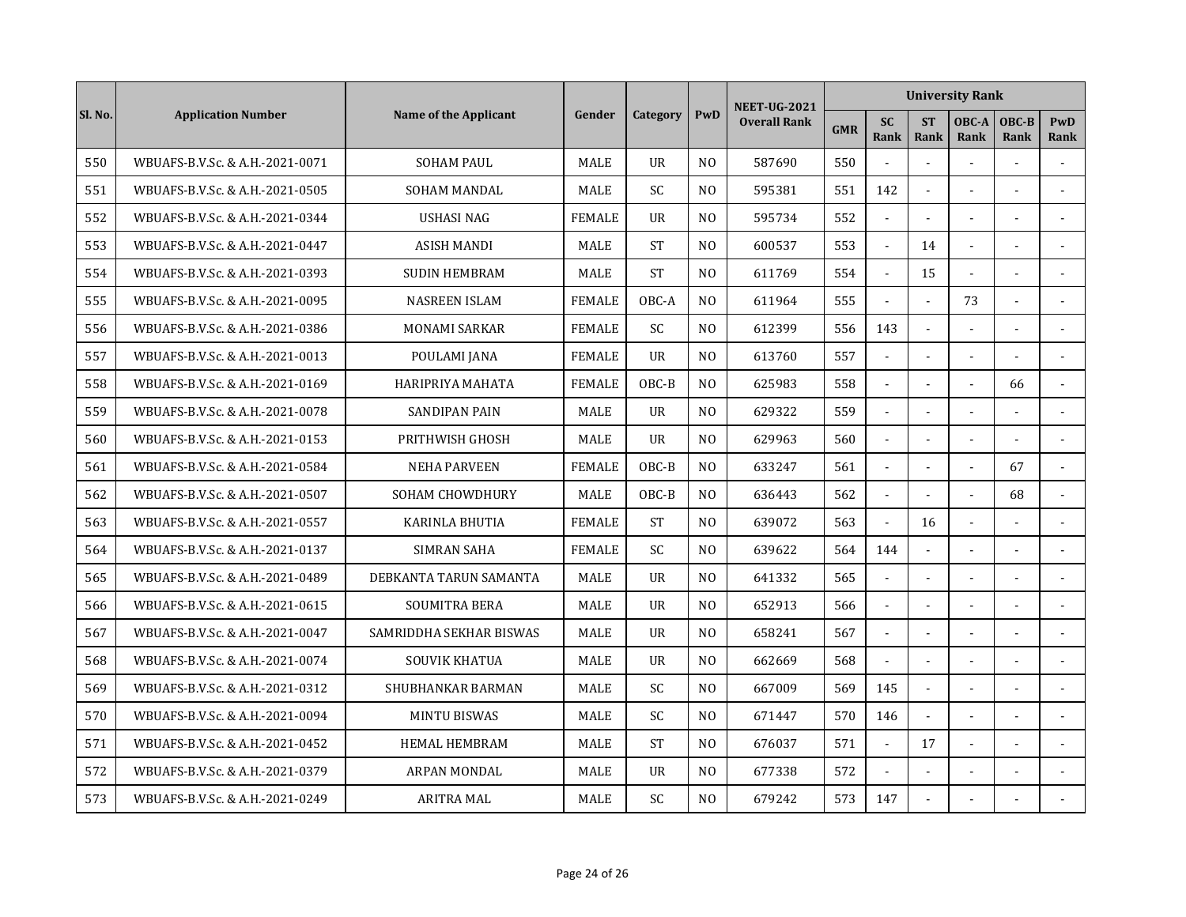| Sl. No. | Application Number | Name of the Applicant | Gender | Category | PwD | NEET-UG-2021 Overall Rank | University Rank | | | | | |
|---|---|---|---|---|---|---|---|---|---|---|---|---|
| | | | | | | | GMR | SC Rank | ST Rank | OBC-A Rank | OBC-B Rank | PwD Rank |
| 550 | WBUAFS-B.V.Sc. & A.H.-2021-0071 | SOHAM PAUL | MALE | UR | NO | 587690 | 550 | - | - | - | - | - |
| 551 | WBUAFS-B.V.Sc. & A.H.-2021-0505 | SOHAM MANDAL | MALE | SC | NO | 595381 | 551 | 142 | - | - | - | - |
| 552 | WBUAFS-B.V.Sc. & A.H.-2021-0344 | USHASI NAG | FEMALE | UR | NO | 595734 | 552 | - | - | - | - | - |
| 553 | WBUAFS-B.V.Sc. & A.H.-2021-0447 | ASISH MANDI | MALE | ST | NO | 600537 | 553 | - | 14 | - | - | - |
| 554 | WBUAFS-B.V.Sc. & A.H.-2021-0393 | SUDIN HEMBRAM | MALE | ST | NO | 611769 | 554 | - | 15 | - | - | - |
| 555 | WBUAFS-B.V.Sc. & A.H.-2021-0095 | NASREEN ISLAM | FEMALE | OBC-A | NO | 611964 | 555 | - | - | 73 | - | - |
| 556 | WBUAFS-B.V.Sc. & A.H.-2021-0386 | MONAMI SARKAR | FEMALE | SC | NO | 612399 | 556 | 143 | - | - | - | - |
| 557 | WBUAFS-B.V.Sc. & A.H.-2021-0013 | POULAMI JANA | FEMALE | UR | NO | 613760 | 557 | - | - | - | - | - |
| 558 | WBUAFS-B.V.Sc. & A.H.-2021-0169 | HARIPRIYA MAHATA | FEMALE | OBC-B | NO | 625983 | 558 | - | - | - | 66 | - |
| 559 | WBUAFS-B.V.Sc. & A.H.-2021-0078 | SANDIPAN PAIN | MALE | UR | NO | 629322 | 559 | - | - | - | - | - |
| 560 | WBUAFS-B.V.Sc. & A.H.-2021-0153 | PRITHWISH GHOSH | MALE | UR | NO | 629963 | 560 | - | - | - | - | - |
| 561 | WBUAFS-B.V.Sc. & A.H.-2021-0584 | NEHA PARVEEN | FEMALE | OBC-B | NO | 633247 | 561 | - | - | - | 67 | - |
| 562 | WBUAFS-B.V.Sc. & A.H.-2021-0507 | SOHAM CHOWDHURY | MALE | OBC-B | NO | 636443 | 562 | - | - | - | 68 | - |
| 563 | WBUAFS-B.V.Sc. & A.H.-2021-0557 | KARINLA BHUTIA | FEMALE | ST | NO | 639072 | 563 | - | 16 | - | - | - |
| 564 | WBUAFS-B.V.Sc. & A.H.-2021-0137 | SIMRAN SAHA | FEMALE | SC | NO | 639622 | 564 | 144 | - | - | - | - |
| 565 | WBUAFS-B.V.Sc. & A.H.-2021-0489 | DEBKANTA TARUN SAMANTA | MALE | UR | NO | 641332 | 565 | - | - | - | - | - |
| 566 | WBUAFS-B.V.Sc. & A.H.-2021-0615 | SOUMITRA BERA | MALE | UR | NO | 652913 | 566 | - | - | - | - | - |
| 567 | WBUAFS-B.V.Sc. & A.H.-2021-0047 | SAMRIDDHA SEKHAR BISWAS | MALE | UR | NO | 658241 | 567 | - | - | - | - | - |
| 568 | WBUAFS-B.V.Sc. & A.H.-2021-0074 | SOUVIK KHATUA | MALE | UR | NO | 662669 | 568 | - | - | - | - | - |
| 569 | WBUAFS-B.V.Sc. & A.H.-2021-0312 | SHUBHANKAR BARMAN | MALE | SC | NO | 667009 | 569 | 145 | - | - | - | - |
| 570 | WBUAFS-B.V.Sc. & A.H.-2021-0094 | MINTU BISWAS | MALE | SC | NO | 671447 | 570 | 146 | - | - | - | - |
| 571 | WBUAFS-B.V.Sc. & A.H.-2021-0452 | HEMAL HEMBRAM | MALE | ST | NO | 676037 | 571 | - | 17 | - | - | - |
| 572 | WBUAFS-B.V.Sc. & A.H.-2021-0379 | ARPAN MONDAL | MALE | UR | NO | 677338 | 572 | - | - | - | - | - |
| 573 | WBUAFS-B.V.Sc. & A.H.-2021-0249 | ARITRA MAL | MALE | SC | NO | 679242 | 573 | 147 | - | - | - | - |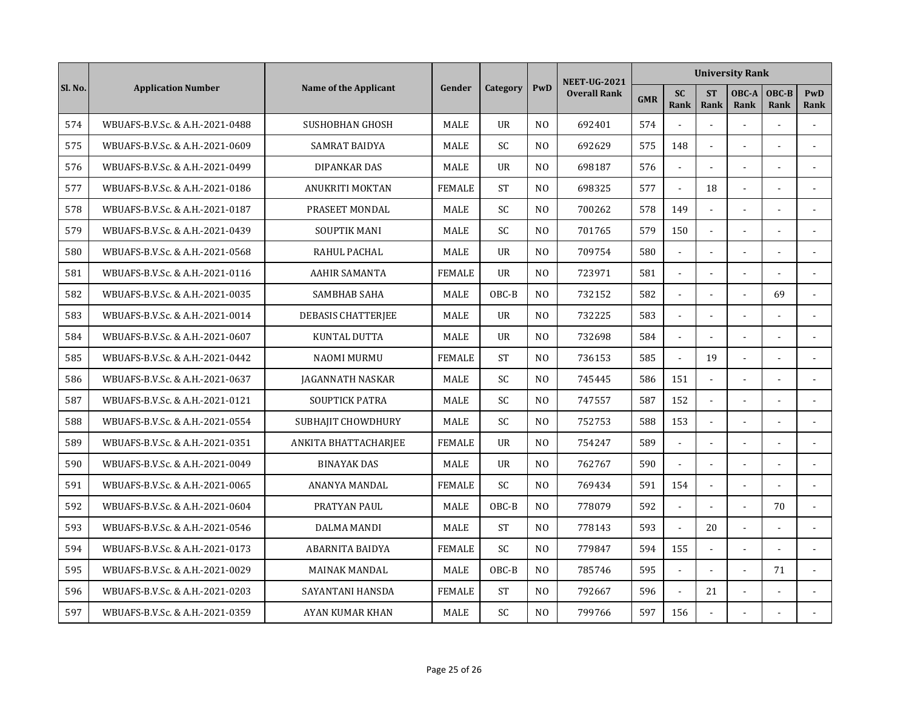| Sl. No. | Application Number | Name of the Applicant | Gender | Category | PwD | NEET-UG-2021 Overall Rank | University Rank | | | | | |
|---|---|---|---|---|---|---|---|---|---|---|---|---|
| | | | | | | | GMR | SC Rank | ST Rank | OBC-A Rank | OBC-B Rank | PwD Rank |
| 574 | WBUAFS-B.V.Sc. & A.H.-2021-0488 | SUSHOBHAN GHOSH | MALE | UR | NO | 692401 | 574 | - | - | - | - | - |
| 575 | WBUAFS-B.V.Sc. & A.H.-2021-0609 | SAMRAT BAIDYA | MALE | SC | NO | 692629 | 575 | 148 | - | - | - | - |
| 576 | WBUAFS-B.V.Sc. & A.H.-2021-0499 | DIPANKAR DAS | MALE | UR | NO | 698187 | 576 | - | - | - | - | - |
| 577 | WBUAFS-B.V.Sc. & A.H.-2021-0186 | ANUKRITI MOKTAN | FEMALE | ST | NO | 698325 | 577 | - | 18 | - | - | - |
| 578 | WBUAFS-B.V.Sc. & A.H.-2021-0187 | PRASEET MONDAL | MALE | SC | NO | 700262 | 578 | 149 | - | - | - | - |
| 579 | WBUAFS-B.V.Sc. & A.H.-2021-0439 | SOUPTIK MANI | MALE | SC | NO | 701765 | 579 | 150 | - | - | - | - |
| 580 | WBUAFS-B.V.Sc. & A.H.-2021-0568 | RAHUL PACHAL | MALE | UR | NO | 709754 | 580 | - | - | - | - | - |
| 581 | WBUAFS-B.V.Sc. & A.H.-2021-0116 | AAHIR SAMANTA | FEMALE | UR | NO | 723971 | 581 | - | - | - | - | - |
| 582 | WBUAFS-B.V.Sc. & A.H.-2021-0035 | SAMBHAB SAHA | MALE | OBC-B | NO | 732152 | 582 | - | - | - | 69 | - |
| 583 | WBUAFS-B.V.Sc. & A.H.-2021-0014 | DEBASIS CHATTERJEE | MALE | UR | NO | 732225 | 583 | - | - | - | - | - |
| 584 | WBUAFS-B.V.Sc. & A.H.-2021-0607 | KUNTAL DUTTA | MALE | UR | NO | 732698 | 584 | - | - | - | - | - |
| 585 | WBUAFS-B.V.Sc. & A.H.-2021-0442 | NAOMI MURMU | FEMALE | ST | NO | 736153 | 585 | - | 19 | - | - | - |
| 586 | WBUAFS-B.V.Sc. & A.H.-2021-0637 | JAGANNATH NASKAR | MALE | SC | NO | 745445 | 586 | 151 | - | - | - | - |
| 587 | WBUAFS-B.V.Sc. & A.H.-2021-0121 | SOUPTICK PATRA | MALE | SC | NO | 747557 | 587 | 152 | - | - | - | - |
| 588 | WBUAFS-B.V.Sc. & A.H.-2021-0554 | SUBHAJIT CHOWDHURY | MALE | SC | NO | 752753 | 588 | 153 | - | - | - | - |
| 589 | WBUAFS-B.V.Sc. & A.H.-2021-0351 | ANKITA BHATTACHARJEE | FEMALE | UR | NO | 754247 | 589 | - | - | - | - | - |
| 590 | WBUAFS-B.V.Sc. & A.H.-2021-0049 | BINAYAK DAS | MALE | UR | NO | 762767 | 590 | - | - | - | - | - |
| 591 | WBUAFS-B.V.Sc. & A.H.-2021-0065 | ANANYA MANDAL | FEMALE | SC | NO | 769434 | 591 | 154 | - | - | - | - |
| 592 | WBUAFS-B.V.Sc. & A.H.-2021-0604 | PRATYAN PAUL | MALE | OBC-B | NO | 778079 | 592 | - | - | - | 70 | - |
| 593 | WBUAFS-B.V.Sc. & A.H.-2021-0546 | DALMA MANDI | MALE | ST | NO | 778143 | 593 | - | 20 | - | - | - |
| 594 | WBUAFS-B.V.Sc. & A.H.-2021-0173 | ABARNITA BAIDYA | FEMALE | SC | NO | 779847 | 594 | 155 | - | - | - | - |
| 595 | WBUAFS-B.V.Sc. & A.H.-2021-0029 | MAINAK MANDAL | MALE | OBC-B | NO | 785746 | 595 | - | - | - | 71 | - |
| 596 | WBUAFS-B.V.Sc. & A.H.-2021-0203 | SAYANTANI HANSDA | FEMALE | ST | NO | 792667 | 596 | - | 21 | - | - | - |
| 597 | WBUAFS-B.V.Sc. & A.H.-2021-0359 | AYAN KUMAR KHAN | MALE | SC | NO | 799766 | 597 | 156 | - | - | - | - |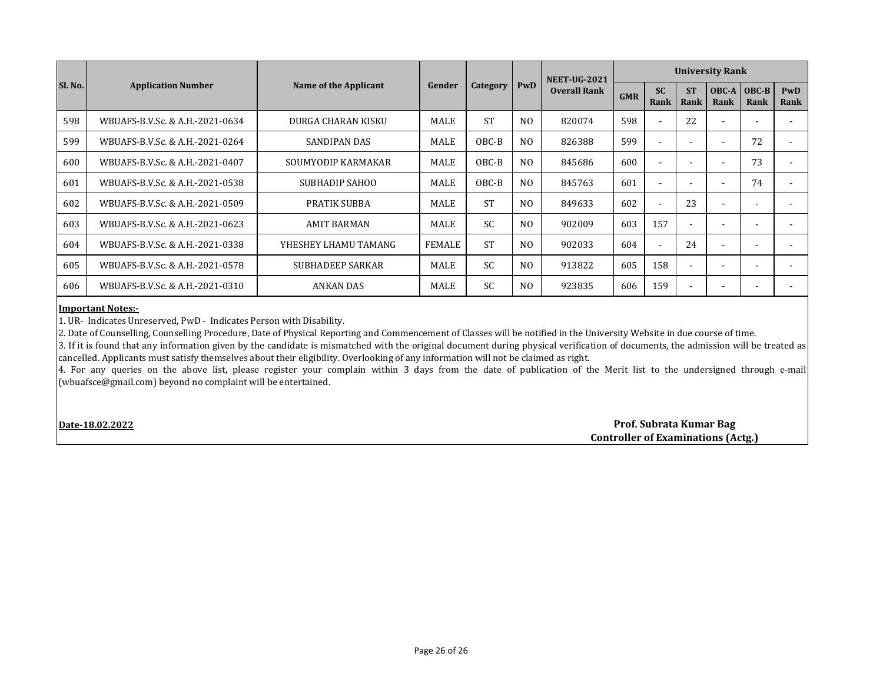| Sl. No. | Application Number | Name of the Applicant | Gender | Category | PwD | NEET-UG-2021 Overall Rank | University Rank | | | | | |
|---|---|---|---|---|---|---|---|---|---|---|---|---|
| | | | | | | | GMR | SC Rank | ST Rank | OBC-A Rank | OBC-B Rank | PwD Rank |
| 598 | WBUAFS-B.V.Sc. & A.H.-2021-0634 | DURGA CHARAN KISKU | MALE | ST | NO | 820074 | 598 | - | 22 | - | - | - |
| 599 | WBUAFS-B.V.Sc. & A.H.-2021-0264 | SANDIPAN DAS | MALE | OBC-B | NO | 826388 | 599 | - | - | - | 72 | - |
| 600 | WBUAFS-B.V.Sc. & A.H.-2021-0407 | SOUMYODIP KARMAKAR | MALE | OBC-B | NO | 845686 | 600 | - | - | - | 73 | - |
| 601 | WBUAFS-B.V.Sc. & A.H.-2021-0538 | SUBHADIP SAHOO | MALE | OBC-B | NO | 845763 | 601 | - | - | - | 74 | - |
| 602 | WBUAFS-B.V.Sc. & A.H.-2021-0509 | PRATIK SUBBA | MALE | ST | NO | 849633 | 602 | - | 23 | - | - | - |
| 603 | WBUAFS-B.V.Sc. & A.H.-2021-0623 | AMIT BARMAN | MALE | SC | NO | 902009 | 603 | 157 | - | - | - | - |
| 604 | WBUAFS-B.V.Sc. & A.H.-2021-0338 | YHESHEY LHAMU TAMANG | FEMALE | ST | NO | 902033 | 604 | - | 24 | - | - | - |
| 605 | WBUAFS-B.V.Sc. & A.H.-2021-0578 | SUBHADEEP SARKAR | MALE | SC | NO | 913822 | 605 | 158 | - | - | - | - |
| 606 | WBUAFS-B.V.Sc. & A.H.-2021-0310 | ANKAN DAS | MALE | SC | NO | 923835 | 606 | 159 | - | - | - | - |

**Important Notes:-**

1. UR- Indicates Unreserved, PwD - Indicates Person with Disability.
2. Date of Counselling, Counselling Procedure, Date of Physical Reporting and Commencement of Classes will be notified in the University Website in due course of time.
3. If it is found that any information given by the candidate is mismatched with the original document during physical verification of documents, the admission will be treated as cancelled. Applicants must satisfy themselves about their eligibility. Overlooking of any information will not be claimed as right.
4. For any queries on the above list, please register your complain within 3 days from the date of publication of the Merit list to the undersigned through e-mail (wbuafsce@gmail.com) beyond no complaint will be entertained.

**Date-18.02.2022**

**Prof. Subrata Kumar Bag**
**Controller of Examinations (Actg.)**